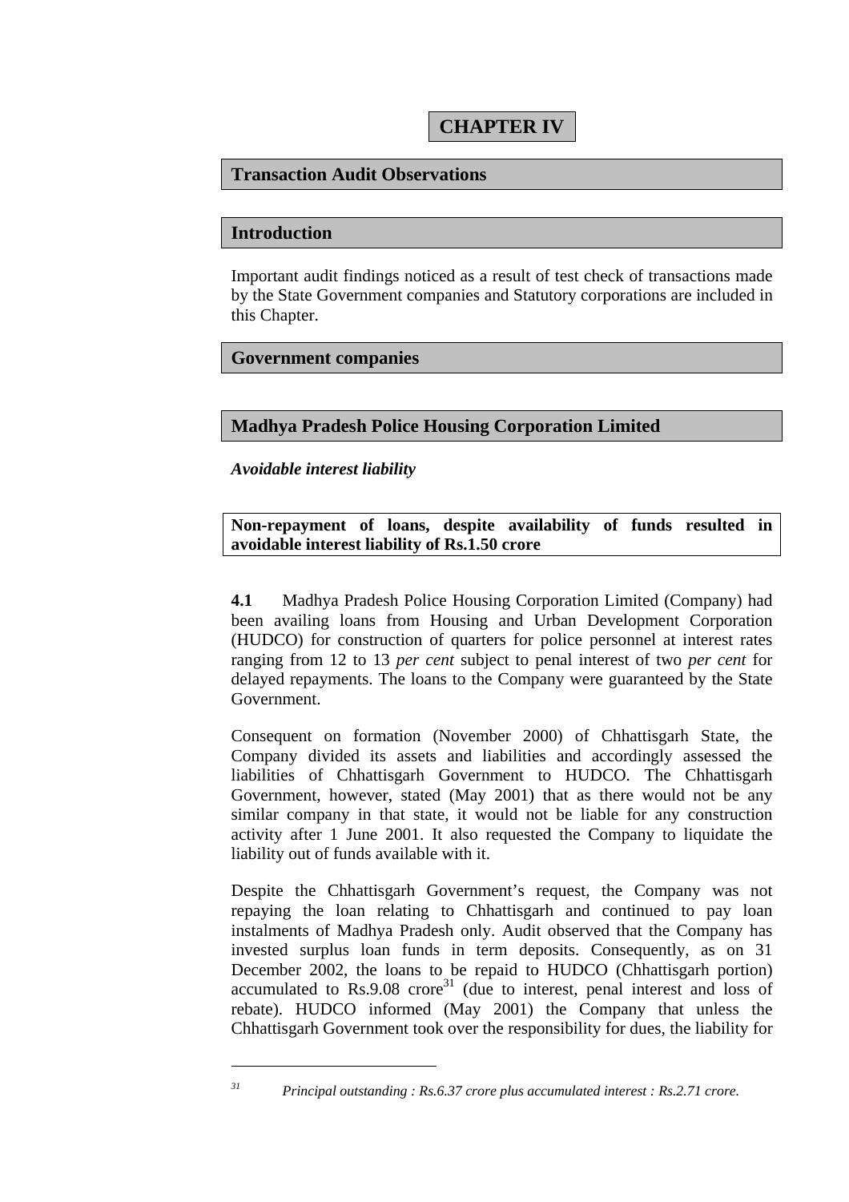# CHAPTER IV

## Transaction Audit Observations

## Introduction

Important audit findings noticed as a result of test check of transactions made by the State Government companies and Statutory corporations are included in this Chapter.

## Government companies

## Madhya Pradesh Police Housing Corporation Limited

### *Avoidable interest liability*

**Non-repayment of loans, despite availability of funds resulted in avoidable interest liability of Rs.1.50 crore**

**4.1** Madhya Pradesh Police Housing Corporation Limited (Company) had been availing loans from Housing and Urban Development Corporation (HUDCO) for construction of quarters for police personnel at interest rates ranging from 12 to 13 *per cent* subject to penal interest of two *per cent* for delayed repayments. The loans to the Company were guaranteed by the State Government.

Consequent on formation (November 2000) of Chhattisgarh State, the Company divided its assets and liabilities and accordingly assessed the liabilities of Chhattisgarh Government to HUDCO. The Chhattisgarh Government, however, stated (May 2001) that as there would not be any similar company in that state, it would not be liable for any construction activity after 1 June 2001. It also requested the Company to liquidate the liability out of funds available with it.

Despite the Chhattisgarh Government's request, the Company was not repaying the loan relating to Chhattisgarh and continued to pay loan instalments of Madhya Pradesh only. Audit observed that the Company has invested surplus loan funds in term deposits. Consequently, as on 31 December 2002, the loans to be repaid to HUDCO (Chhattisgarh portion) accumulated to Rs.9.08 crore[31] (due to interest, penal interest and loss of rebate). HUDCO informed (May 2001) the Company that unless the Chhattisgarh Government took over the responsibility for dues, the liability for

---

[31] *Principal outstanding : Rs.6.37 crore plus accumulated interest : Rs.2.71 crore.*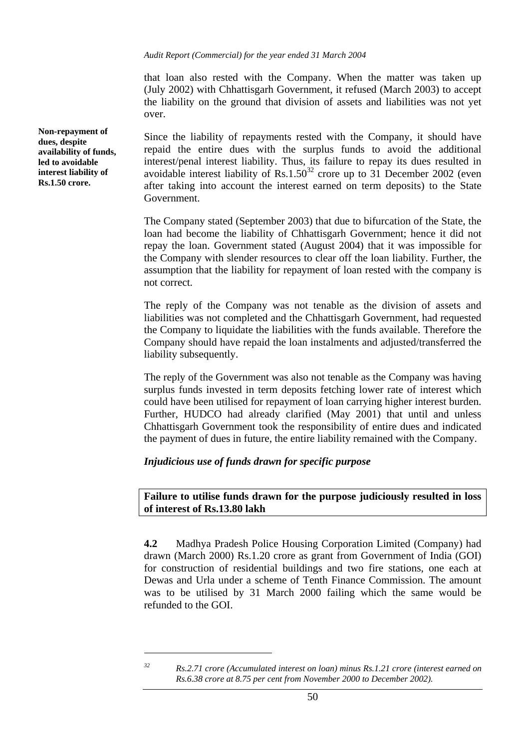that loan also rested with the Company. When the matter was taken up (July 2002) with Chhattisgarh Government, it refused (March 2003) to accept the liability on the ground that division of assets and liabilities was not yet over.

**Non-repayment of dues, despite availability of funds, led to avoidable interest liability of Rs.1.50 crore.**

Since the liability of repayments rested with the Company, it should have repaid the entire dues with the surplus funds to avoid the additional interest/penal interest liability. Thus, its failure to repay its dues resulted in avoidable interest liability of Rs.1.50[32] crore up to 31 December 2002 (even after taking into account the interest earned on term deposits) to the State Government.

The Company stated (September 2003) that due to bifurcation of the State, the loan had become the liability of Chhattisgarh Government; hence it did not repay the loan. Government stated (August 2004) that it was impossible for the Company with slender resources to clear off the loan liability. Further, the assumption that the liability for repayment of loan rested with the company is not correct.

The reply of the Company was not tenable as the division of assets and liabilities was not completed and the Chhattisgarh Government, had requested the Company to liquidate the liabilities with the funds available. Therefore the Company should have repaid the loan instalments and adjusted/transferred the liability subsequently.

The reply of the Government was also not tenable as the Company was having surplus funds invested in term deposits fetching lower rate of interest which could have been utilised for repayment of loan carrying higher interest burden. Further, HUDCO had already clarified (May 2001) that until and unless Chhattisgarh Government took the responsibility of entire dues and indicated the payment of dues in future, the entire liability remained with the Company.

### *Injudicious use of funds drawn for specific purpose*

**Failure to utilise funds drawn for the purpose judiciously resulted in loss of interest of Rs.13.80 lakh**

**4.2** Madhya Pradesh Police Housing Corporation Limited (Company) had drawn (March 2000) Rs.1.20 crore as grant from Government of India (GOI) for construction of residential buildings and two fire stations, one each at Dewas and Urla under a scheme of Tenth Finance Commission. The amount was to be utilised by 31 March 2000 failing which the same would be refunded to the GOI.

---

[32] *Rs.2.71 crore (Accumulated interest on loan) minus Rs.1.21 crore (interest earned on Rs.6.38 crore at 8.75 per cent from November 2000 to December 2002).*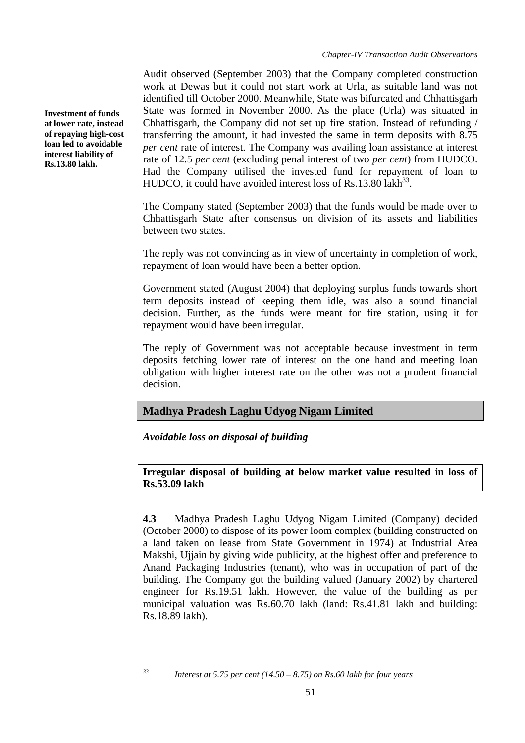**Investment of funds at lower rate, instead of repaying high-cost loan led to avoidable interest liability of Rs.13.80 lakh.**

Audit observed (September 2003) that the Company completed construction work at Dewas but it could not start work at Urla, as suitable land was not identified till October 2000. Meanwhile, State was bifurcated and Chhattisgarh State was formed in November 2000. As the place (Urla) was situated in Chhattisgarh, the Company did not set up fire station. Instead of refunding / transferring the amount, it had invested the same in term deposits with 8.75 *per cent* rate of interest. The Company was availing loan assistance at interest rate of 12.5 *per cent* (excluding penal interest of two *per cent*) from HUDCO. Had the Company utilised the invested fund for repayment of loan to HUDCO, it could have avoided interest loss of Rs.13.80 lakh[33].

The Company stated (September 2003) that the funds would be made over to Chhattisgarh State after consensus on division of its assets and liabilities between two states.

The reply was not convincing as in view of uncertainty in completion of work, repayment of loan would have been a better option.

Government stated (August 2004) that deploying surplus funds towards short term deposits instead of keeping them idle, was also a sound financial decision. Further, as the funds were meant for fire station, using it for repayment would have been irregular.

The reply of Government was not acceptable because investment in term deposits fetching lower rate of interest on the one hand and meeting loan obligation with higher interest rate on the other was not a prudent financial decision.

## Madhya Pradesh Laghu Udyog Nigam Limited

***Avoidable loss on disposal of building***

**Irregular disposal of building at below market value resulted in loss of Rs.53.09 lakh**

**4.3** Madhya Pradesh Laghu Udyog Nigam Limited (Company) decided (October 2000) to dispose of its power loom complex (building constructed on a land taken on lease from State Government in 1974) at Industrial Area Makshi, Ujjain by giving wide publicity, at the highest offer and preference to Anand Packaging Industries (tenant), who was in occupation of part of the building. The Company got the building valued (January 2002) by chartered engineer for Rs.19.51 lakh. However, the value of the building as per municipal valuation was Rs.60.70 lakh (land: Rs.41.81 lakh and building: Rs.18.89 lakh).

---

[33] *Interest at 5.75 per cent (14.50 – 8.75) on Rs.60 lakh for four years*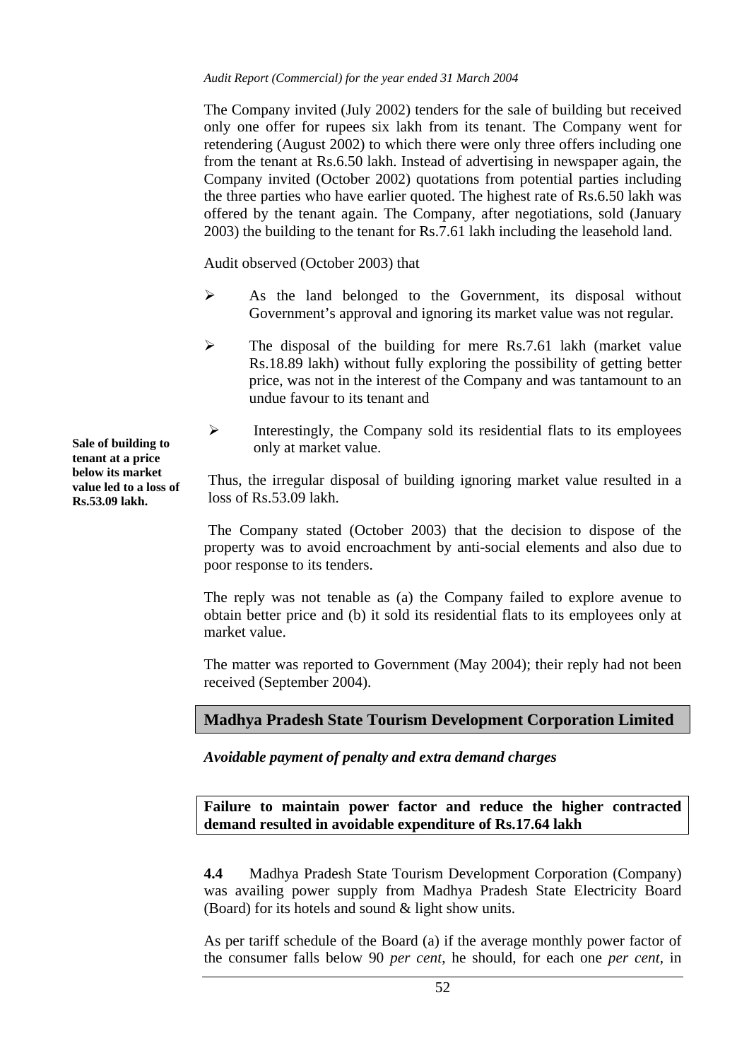The Company invited (July 2002) tenders for the sale of building but received only one offer for rupees six lakh from its tenant. The Company went for retendering (August 2002) to which there were only three offers including one from the tenant at Rs.6.50 lakh. Instead of advertising in newspaper again, the Company invited (October 2002) quotations from potential parties including the three parties who have earlier quoted. The highest rate of Rs.6.50 lakh was offered by the tenant again. The Company, after negotiations, sold (January 2003) the building to the tenant for Rs.7.61 lakh including the leasehold land.

Audit observed (October 2003) that

- As the land belonged to the Government, its disposal without Government's approval and ignoring its market value was not regular.
- The disposal of the building for mere Rs.7.61 lakh (market value Rs.18.89 lakh) without fully exploring the possibility of getting better price, was not in the interest of the Company and was tantamount to an undue favour to its tenant and
- Interestingly, the Company sold its residential flats to its employees only at market value.

**Sale of building to tenant at a price below its market value led to a loss of Rs.53.09 lakh.**

Thus, the irregular disposal of building ignoring market value resulted in a loss of Rs.53.09 lakh.

The Company stated (October 2003) that the decision to dispose of the property was to avoid encroachment by anti-social elements and also due to poor response to its tenders.

The reply was not tenable as (a) the Company failed to explore avenue to obtain better price and (b) it sold its residential flats to its employees only at market value.

The matter was reported to Government (May 2004); their reply had not been received (September 2004).

## Madhya Pradesh State Tourism Development Corporation Limited

### *Avoidable payment of penalty and extra demand charges*

**Failure to maintain power factor and reduce the higher contracted demand resulted in avoidable expenditure of Rs.17.64 lakh**

**4.4** Madhya Pradesh State Tourism Development Corporation (Company) was availing power supply from Madhya Pradesh State Electricity Board (Board) for its hotels and sound & light show units.

As per tariff schedule of the Board (a) if the average monthly power factor of the consumer falls below 90 *per cent*, he should, for each one *per cent*, in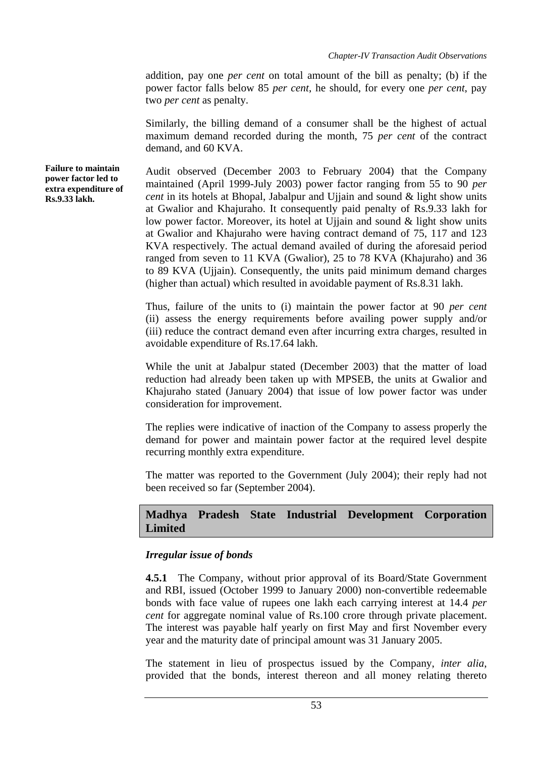addition, pay one *per cent* on total amount of the bill as penalty; (b) if the power factor falls below 85 *per cent*, he should, for every one *per cent*, pay two *per cent* as penalty.

Similarly, the billing demand of a consumer shall be the highest of actual maximum demand recorded during the month, 75 *per cent* of the contract demand, and 60 KVA.

**Failure to maintain power factor led to extra expenditure of Rs.9.33 lakh.**

Audit observed (December 2003 to February 2004) that the Company maintained (April 1999-July 2003) power factor ranging from 55 to 90 *per cent* in its hotels at Bhopal, Jabalpur and Ujjain and sound & light show units at Gwalior and Khajuraho. It consequently paid penalty of Rs.9.33 lakh for low power factor. Moreover, its hotel at Ujjain and sound & light show units at Gwalior and Khajuraho were having contract demand of 75, 117 and 123 KVA respectively. The actual demand availed of during the aforesaid period ranged from seven to 11 KVA (Gwalior), 25 to 78 KVA (Khajuraho) and 36 to 89 KVA (Ujjain). Consequently, the units paid minimum demand charges (higher than actual) which resulted in avoidable payment of Rs.8.31 lakh.

Thus, failure of the units to (i) maintain the power factor at 90 *per cent* (ii) assess the energy requirements before availing power supply and/or (iii) reduce the contract demand even after incurring extra charges, resulted in avoidable expenditure of Rs.17.64 lakh.

While the unit at Jabalpur stated (December 2003) that the matter of load reduction had already been taken up with MPSEB, the units at Gwalior and Khajuraho stated (January 2004) that issue of low power factor was under consideration for improvement.

The replies were indicative of inaction of the Company to assess properly the demand for power and maintain power factor at the required level despite recurring monthly extra expenditure.

The matter was reported to the Government (July 2004); their reply had not been received so far (September 2004).

## Madhya Pradesh State Industrial Development Corporation Limited

### *Irregular issue of bonds*

**4.5.1** The Company, without prior approval of its Board/State Government and RBI, issued (October 1999 to January 2000) non-convertible redeemable bonds with face value of rupees one lakh each carrying interest at 14.4 *per cent* for aggregate nominal value of Rs.100 crore through private placement. The interest was payable half yearly on first May and first November every year and the maturity date of principal amount was 31 January 2005.

The statement in lieu of prospectus issued by the Company, *inter alia*, provided that the bonds, interest thereon and all money relating thereto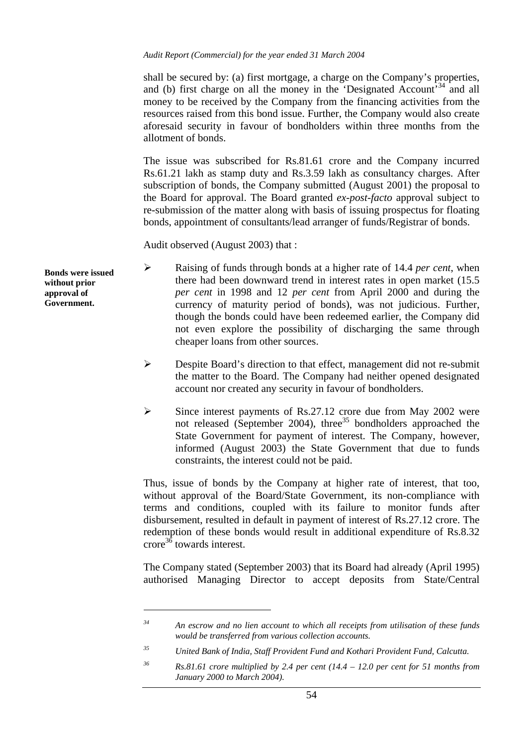shall be secured by: (a) first mortgage, a charge on the Company's properties, and (b) first charge on all the money in the 'Designated Account'[34] and all money to be received by the Company from the financing activities from the resources raised from this bond issue. Further, the Company would also create aforesaid security in favour of bondholders within three months from the allotment of bonds.

The issue was subscribed for Rs.81.61 crore and the Company incurred Rs.61.21 lakh as stamp duty and Rs.3.59 lakh as consultancy charges. After subscription of bonds, the Company submitted (August 2001) the proposal to the Board for approval. The Board granted *ex-post-facto* approval subject to re-submission of the matter along with basis of issuing prospectus for floating bonds, appointment of consultants/lead arranger of funds/Registrar of bonds.

Audit observed (August 2003) that :

**Bonds were issued without prior approval of Government.**

- Raising of funds through bonds at a higher rate of 14.4 *per cent*, when there had been downward trend in interest rates in open market (15.5 *per cent* in 1998 and 12 *per cent* from April 2000 and during the currency of maturity period of bonds), was not judicious. Further, though the bonds could have been redeemed earlier, the Company did not even explore the possibility of discharging the same through cheaper loans from other sources.
- Despite Board's direction to that effect, management did not re-submit the matter to the Board. The Company had neither opened designated account nor created any security in favour of bondholders.
- Since interest payments of Rs.27.12 crore due from May 2002 were not released (September 2004), three[35] bondholders approached the State Government for payment of interest. The Company, however, informed (August 2003) the State Government that due to funds constraints, the interest could not be paid.

Thus, issue of bonds by the Company at higher rate of interest, that too, without approval of the Board/State Government, its non-compliance with terms and conditions, coupled with its failure to monitor funds after disbursement, resulted in default in payment of interest of Rs.27.12 crore. The redemption of these bonds would result in additional expenditure of Rs.8.32 crore[36] towards interest.

The Company stated (September 2003) that its Board had already (April 1995) authorised Managing Director to accept deposits from State/Central

---

[34] *An escrow and no lien account to which all receipts from utilisation of these funds would be transferred from various collection accounts.*

[35] *United Bank of India, Staff Provident Fund and Kothari Provident Fund, Calcutta.*

[36] *Rs.81.61 crore multiplied by 2.4 per cent (14.4 – 12.0 per cent for 51 months from January 2000 to March 2004).*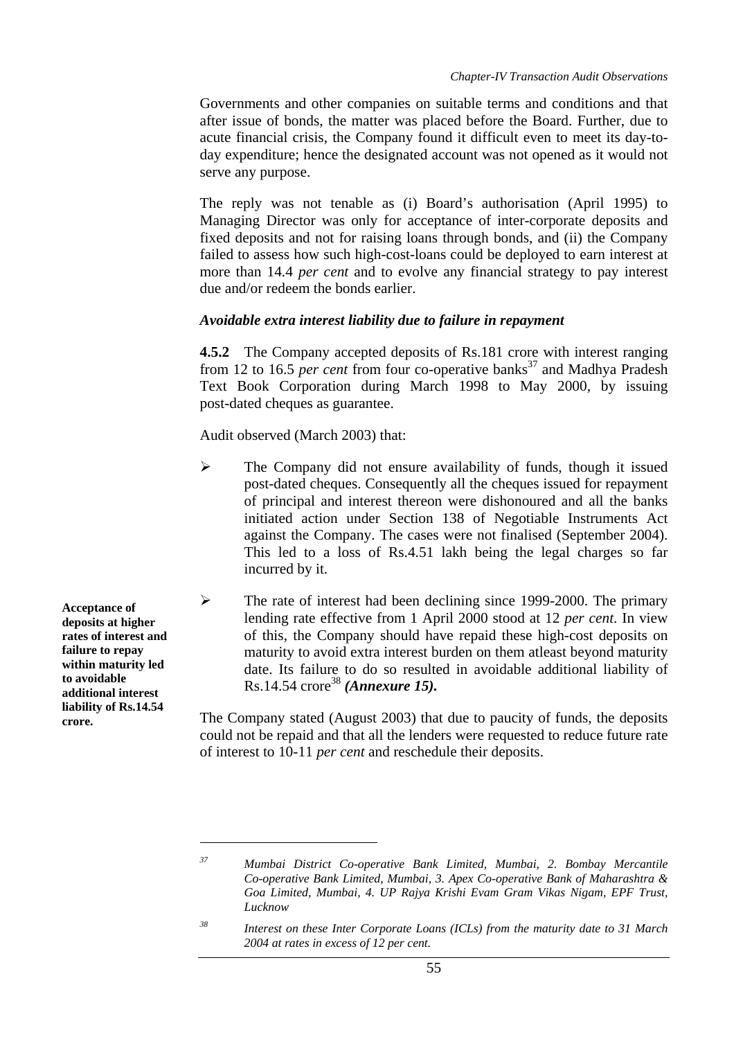Governments and other companies on suitable terms and conditions and that after issue of bonds, the matter was placed before the Board. Further, due to acute financial crisis, the Company found it difficult even to meet its day-to-day expenditure; hence the designated account was not opened as it would not serve any purpose.

The reply was not tenable as (i) Board's authorisation (April 1995) to Managing Director was only for acceptance of inter-corporate deposits and fixed deposits and not for raising loans through bonds, and (ii) the Company failed to assess how such high-cost-loans could be deployed to earn interest at more than 14.4 *per cent* and to evolve any financial strategy to pay interest due and/or redeem the bonds earlier.

### *Avoidable extra interest liability due to failure in repayment*

**4.5.2** The Company accepted deposits of Rs.181 crore with interest ranging from 12 to 16.5 *per cent* from four co-operative banks[37] and Madhya Pradesh Text Book Corporation during March 1998 to May 2000, by issuing post-dated cheques as guarantee.

Audit observed (March 2003) that:

- The Company did not ensure availability of funds, though it issued post-dated cheques. Consequently all the cheques issued for repayment of principal and interest thereon were dishonoured and all the banks initiated action under Section 138 of Negotiable Instruments Act against the Company. The cases were not finalised (September 2004). This led to a loss of Rs.4.51 lakh being the legal charges so far incurred by it.

**Acceptance of deposits at higher rates of interest and failure to repay within maturity led to avoidable additional interest liability of Rs.14.54 crore.**

- The rate of interest had been declining since 1999-2000. The primary lending rate effective from 1 April 2000 stood at 12 *per cent*. In view of this, the Company should have repaid these high-cost deposits on maturity to avoid extra interest burden on them atleast beyond maturity date. Its failure to do so resulted in avoidable additional liability of Rs.14.54 crore[38] ***(Annexure 15).***

The Company stated (August 2003) that due to paucity of funds, the deposits could not be repaid and that all the lenders were requested to reduce future rate of interest to 10-11 *per cent* and reschedule their deposits.

---

[37] *Mumbai District Co-operative Bank Limited, Mumbai, 2. Bombay Mercantile Co-operative Bank Limited, Mumbai, 3. Apex Co-operative Bank of Maharashtra & Goa Limited, Mumbai, 4. UP Rajya Krishi Evam Gram Vikas Nigam, EPF Trust, Lucknow*

[38] *Interest on these Inter Corporate Loans (ICLs) from the maturity date to 31 March 2004 at rates in excess of 12 per cent.*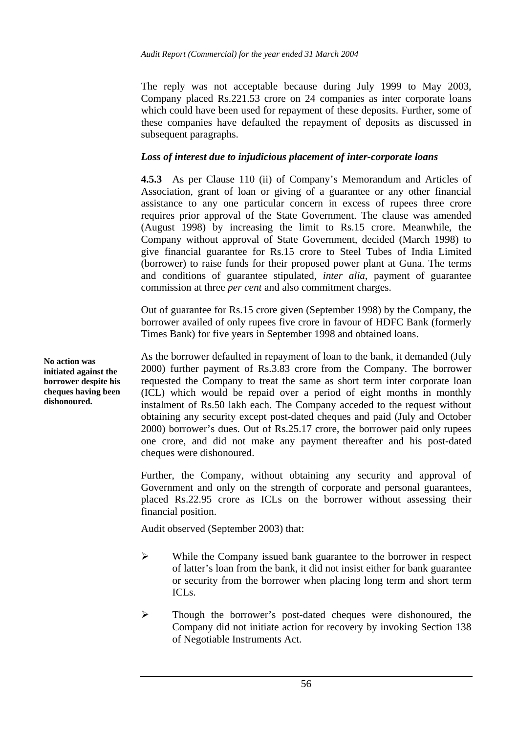The reply was not acceptable because during July 1999 to May 2003, Company placed Rs.221.53 crore on 24 companies as inter corporate loans which could have been used for repayment of these deposits. Further, some of these companies have defaulted the repayment of deposits as discussed in subsequent paragraphs.

### *Loss of interest due to injudicious placement of inter-corporate loans*

**4.5.3** As per Clause 110 (ii) of Company's Memorandum and Articles of Association, grant of loan or giving of a guarantee or any other financial assistance to any one particular concern in excess of rupees three crore requires prior approval of the State Government. The clause was amended (August 1998) by increasing the limit to Rs.15 crore. Meanwhile, the Company without approval of State Government, decided (March 1998) to give financial guarantee for Rs.15 crore to Steel Tubes of India Limited (borrower) to raise funds for their proposed power plant at Guna. The terms and conditions of guarantee stipulated, *inter alia*, payment of guarantee commission at three *per cent* and also commitment charges.

Out of guarantee for Rs.15 crore given (September 1998) by the Company, the borrower availed of only rupees five crore in favour of HDFC Bank (formerly Times Bank) for five years in September 1998 and obtained loans.

**No action was initiated against the borrower despite his cheques having been dishonoured.**

As the borrower defaulted in repayment of loan to the bank, it demanded (July 2000) further payment of Rs.3.83 crore from the Company. The borrower requested the Company to treat the same as short term inter corporate loan (ICL) which would be repaid over a period of eight months in monthly instalment of Rs.50 lakh each. The Company acceded to the request without obtaining any security except post-dated cheques and paid (July and October 2000) borrower's dues. Out of Rs.25.17 crore, the borrower paid only rupees one crore, and did not make any payment thereafter and his post-dated cheques were dishonoured.

Further, the Company, without obtaining any security and approval of Government and only on the strength of corporate and personal guarantees, placed Rs.22.95 crore as ICLs on the borrower without assessing their financial position.

Audit observed (September 2003) that:

- While the Company issued bank guarantee to the borrower in respect of latter's loan from the bank, it did not insist either for bank guarantee or security from the borrower when placing long term and short term ICLs.
- Though the borrower's post-dated cheques were dishonoured, the Company did not initiate action for recovery by invoking Section 138 of Negotiable Instruments Act.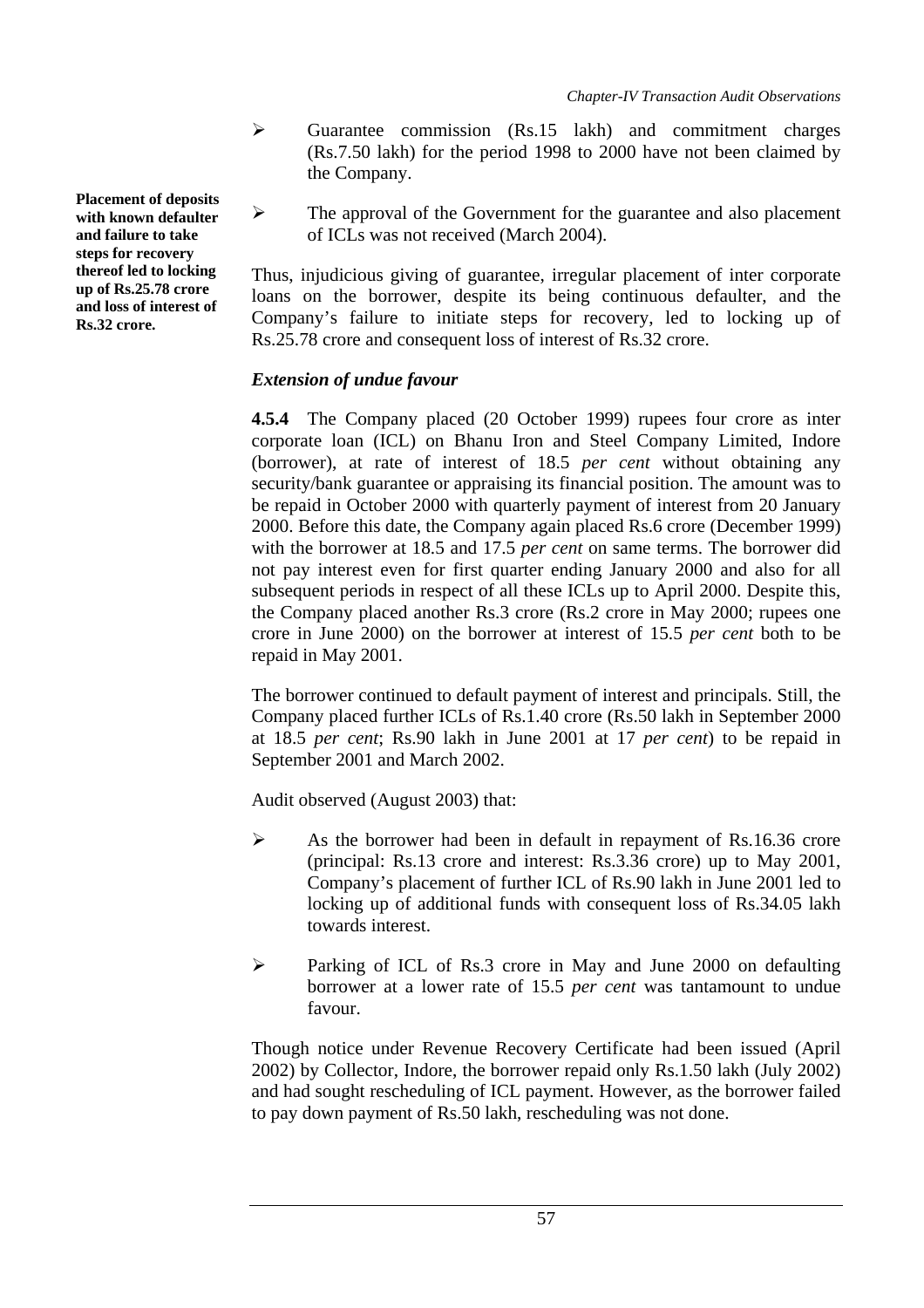- Guarantee commission (Rs.15 lakh) and commitment charges (Rs.7.50 lakh) for the period 1998 to 2000 have not been claimed by the Company.

**Placement of deposits with known defaulter and failure to take steps for recovery thereof led to locking up of Rs.25.78 crore and loss of interest of Rs.32 crore.**

- The approval of the Government for the guarantee and also placement of ICLs was not received (March 2004).

Thus, injudicious giving of guarantee, irregular placement of inter corporate loans on the borrower, despite its being continuous defaulter, and the Company's failure to initiate steps for recovery, led to locking up of Rs.25.78 crore and consequent loss of interest of Rs.32 crore.

### *Extension of undue favour*

**4.5.4** The Company placed (20 October 1999) rupees four crore as inter corporate loan (ICL) on Bhanu Iron and Steel Company Limited, Indore (borrower), at rate of interest of 18.5 *per cent* without obtaining any security/bank guarantee or appraising its financial position. The amount was to be repaid in October 2000 with quarterly payment of interest from 20 January 2000. Before this date, the Company again placed Rs.6 crore (December 1999) with the borrower at 18.5 and 17.5 *per cent* on same terms. The borrower did not pay interest even for first quarter ending January 2000 and also for all subsequent periods in respect of all these ICLs up to April 2000. Despite this, the Company placed another Rs.3 crore (Rs.2 crore in May 2000; rupees one crore in June 2000) on the borrower at interest of 15.5 *per cent* both to be repaid in May 2001.

The borrower continued to default payment of interest and principals. Still, the Company placed further ICLs of Rs.1.40 crore (Rs.50 lakh in September 2000 at 18.5 *per cent*; Rs.90 lakh in June 2001 at 17 *per cent*) to be repaid in September 2001 and March 2002.

Audit observed (August 2003) that:

- As the borrower had been in default in repayment of Rs.16.36 crore (principal: Rs.13 crore and interest: Rs.3.36 crore) up to May 2001, Company's placement of further ICL of Rs.90 lakh in June 2001 led to locking up of additional funds with consequent loss of Rs.34.05 lakh towards interest.

- Parking of ICL of Rs.3 crore in May and June 2000 on defaulting borrower at a lower rate of 15.5 *per cent* was tantamount to undue favour.

Though notice under Revenue Recovery Certificate had been issued (April 2002) by Collector, Indore, the borrower repaid only Rs.1.50 lakh (July 2002) and had sought rescheduling of ICL payment. However, as the borrower failed to pay down payment of Rs.50 lakh, rescheduling was not done.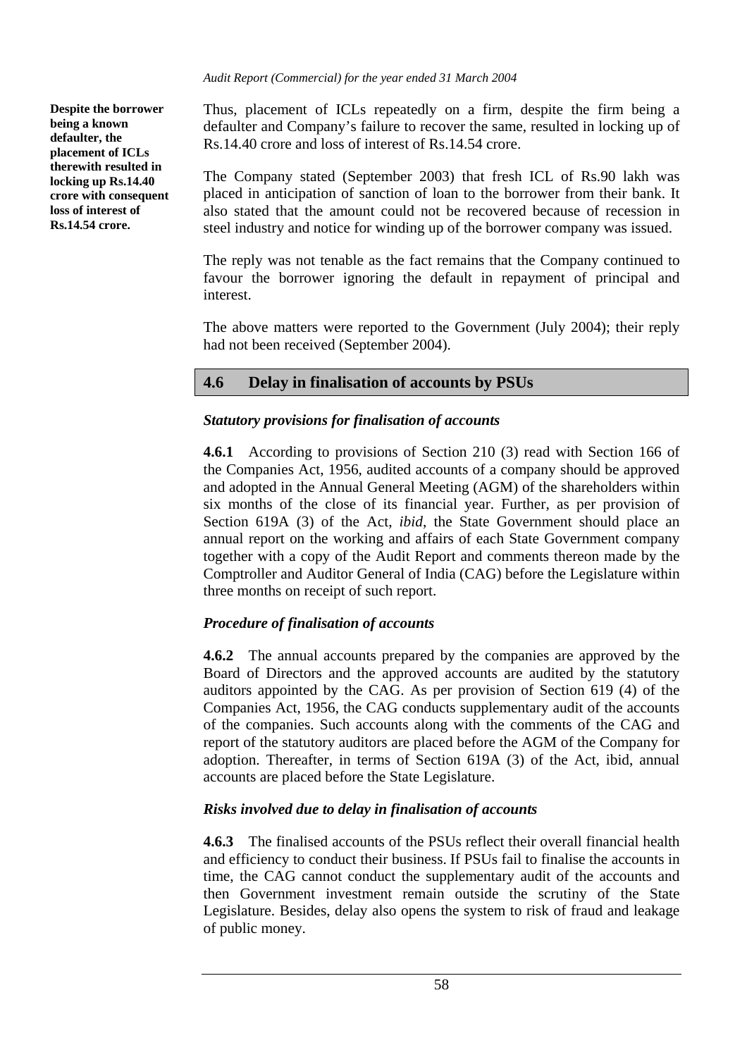**Despite the borrower being a known defaulter, the placement of ICLs therewith resulted in locking up Rs.14.40 crore with consequent loss of interest of Rs.14.54 crore.**

Thus, placement of ICLs repeatedly on a firm, despite the firm being a defaulter and Company's failure to recover the same, resulted in locking up of Rs.14.40 crore and loss of interest of Rs.14.54 crore.

The Company stated (September 2003) that fresh ICL of Rs.90 lakh was placed in anticipation of sanction of loan to the borrower from their bank. It also stated that the amount could not be recovered because of recession in steel industry and notice for winding up of the borrower company was issued.

The reply was not tenable as the fact remains that the Company continued to favour the borrower ignoring the default in repayment of principal and interest.

The above matters were reported to the Government (July 2004); their reply had not been received (September 2004).

## 4.6 Delay in finalisation of accounts by PSUs

### *Statutory provisions for finalisation of accounts*

**4.6.1** According to provisions of Section 210 (3) read with Section 166 of the Companies Act, 1956, audited accounts of a company should be approved and adopted in the Annual General Meeting (AGM) of the shareholders within six months of the close of its financial year. Further, as per provision of Section 619A (3) of the Act, *ibid*, the State Government should place an annual report on the working and affairs of each State Government company together with a copy of the Audit Report and comments thereon made by the Comptroller and Auditor General of India (CAG) before the Legislature within three months on receipt of such report.

### *Procedure of finalisation of accounts*

**4.6.2** The annual accounts prepared by the companies are approved by the Board of Directors and the approved accounts are audited by the statutory auditors appointed by the CAG. As per provision of Section 619 (4) of the Companies Act, 1956, the CAG conducts supplementary audit of the accounts of the companies. Such accounts along with the comments of the CAG and report of the statutory auditors are placed before the AGM of the Company for adoption. Thereafter, in terms of Section 619A (3) of the Act, ibid, annual accounts are placed before the State Legislature.

### *Risks involved due to delay in finalisation of accounts*

**4.6.3** The finalised accounts of the PSUs reflect their overall financial health and efficiency to conduct their business. If PSUs fail to finalise the accounts in time, the CAG cannot conduct the supplementary audit of the accounts and then Government investment remain outside the scrutiny of the State Legislature. Besides, delay also opens the system to risk of fraud and leakage of public money.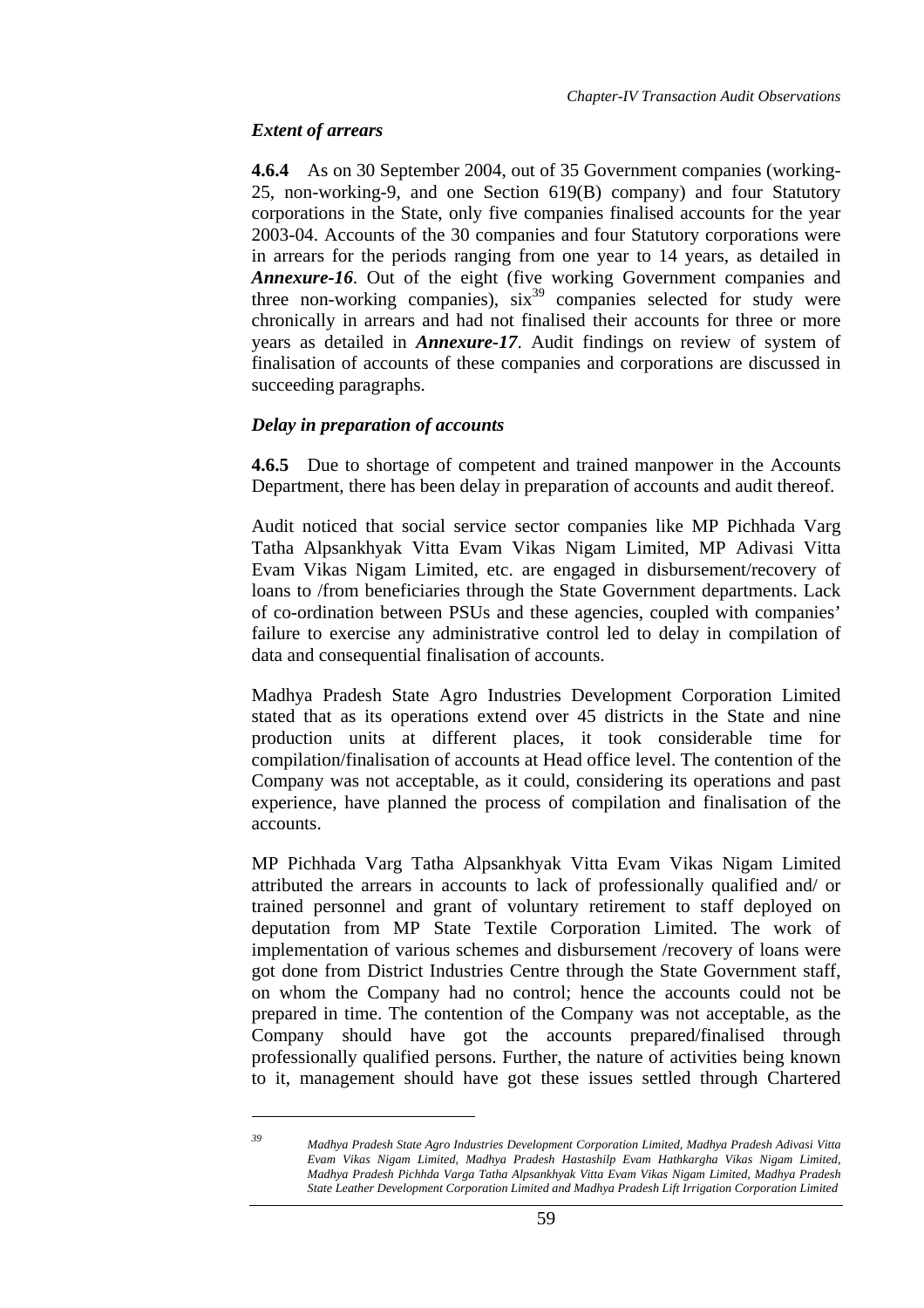### *Extent of arrears*

**4.6.4** As on 30 September 2004, out of 35 Government companies (working-25, non-working-9, and one Section 619(B) company) and four Statutory corporations in the State, only five companies finalised accounts for the year 2003-04. Accounts of the 30 companies and four Statutory corporations were in arrears for the periods ranging from one year to 14 years, as detailed in ***Annexure-16***. Out of the eight (five working Government companies and three non-working companies), six[39] companies selected for study were chronically in arrears and had not finalised their accounts for three or more years as detailed in ***Annexure-17***. Audit findings on review of system of finalisation of accounts of these companies and corporations are discussed in succeeding paragraphs.

### *Delay in preparation of accounts*

**4.6.5** Due to shortage of competent and trained manpower in the Accounts Department, there has been delay in preparation of accounts and audit thereof.

Audit noticed that social service sector companies like MP Pichhada Varg Tatha Alpsankhyak Vitta Evam Vikas Nigam Limited, MP Adivasi Vitta Evam Vikas Nigam Limited, etc. are engaged in disbursement/recovery of loans to /from beneficiaries through the State Government departments. Lack of co-ordination between PSUs and these agencies, coupled with companies' failure to exercise any administrative control led to delay in compilation of data and consequential finalisation of accounts.

Madhya Pradesh State Agro Industries Development Corporation Limited stated that as its operations extend over 45 districts in the State and nine production units at different places, it took considerable time for compilation/finalisation of accounts at Head office level. The contention of the Company was not acceptable, as it could, considering its operations and past experience, have planned the process of compilation and finalisation of the accounts.

MP Pichhada Varg Tatha Alpsankhyak Vitta Evam Vikas Nigam Limited attributed the arrears in accounts to lack of professionally qualified and/ or trained personnel and grant of voluntary retirement to staff deployed on deputation from MP State Textile Corporation Limited. The work of implementation of various schemes and disbursement /recovery of loans were got done from District Industries Centre through the State Government staff, on whom the Company had no control; hence the accounts could not be prepared in time. The contention of the Company was not acceptable, as the Company should have got the accounts prepared/finalised through professionally qualified persons. Further, the nature of activities being known to it, management should have got these issues settled through Chartered

---

[39] *Madhya Pradesh State Agro Industries Development Corporation Limited, Madhya Pradesh Adivasi Vitta Evam Vikas Nigam Limited, Madhya Pradesh Hastashilp Evam Hathkargha Vikas Nigam Limited, Madhya Pradesh Pichhda Varga Tatha Alpsankhyak Vitta Evam Vikas Nigam Limited, Madhya Pradesh State Leather Development Corporation Limited and Madhya Pradesh Lift Irrigation Corporation Limited*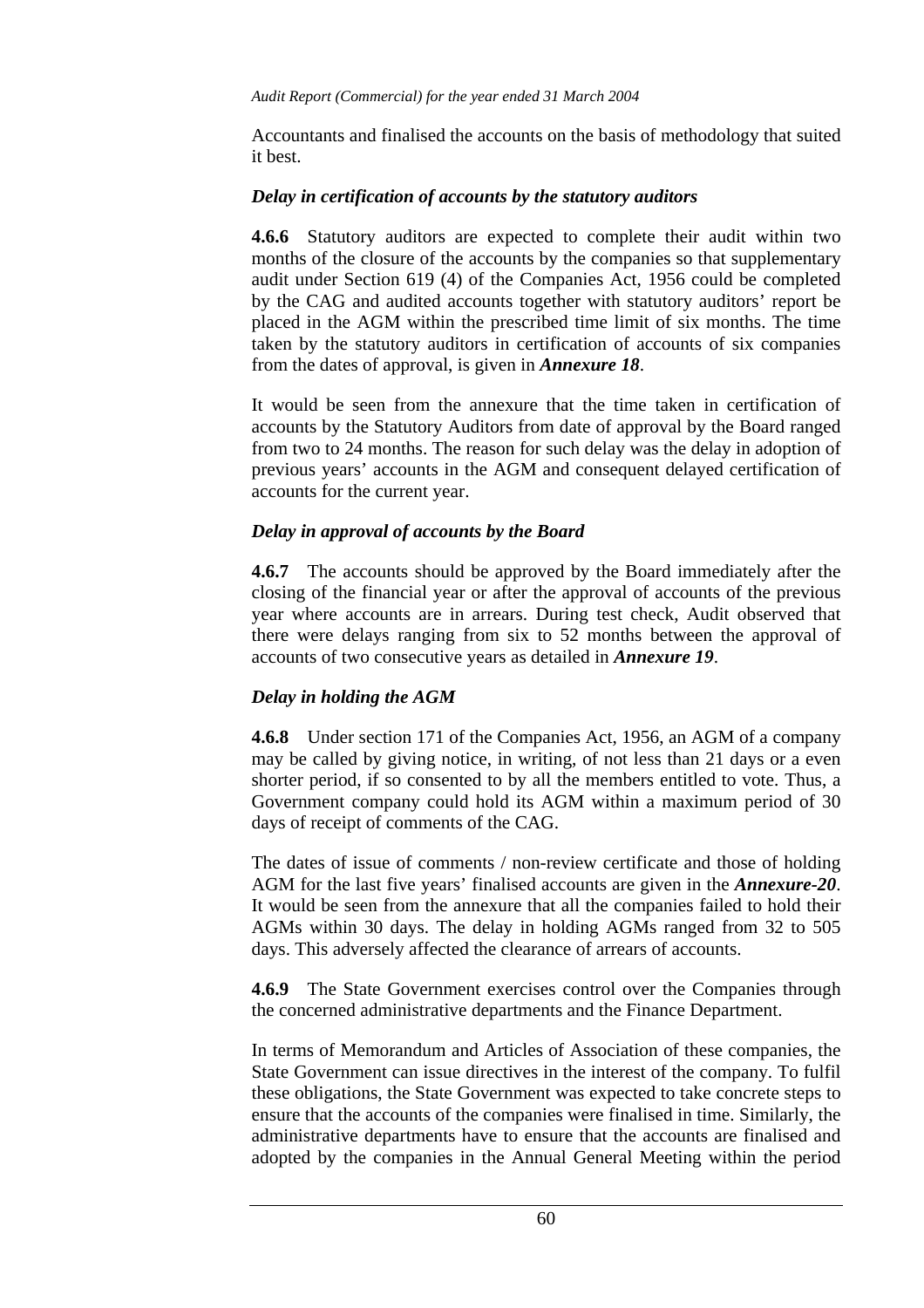Accountants and finalised the accounts on the basis of methodology that suited it best.

### *Delay in certification of accounts by the statutory auditors*

**4.6.6** Statutory auditors are expected to complete their audit within two months of the closure of the accounts by the companies so that supplementary audit under Section 619 (4) of the Companies Act, 1956 could be completed by the CAG and audited accounts together with statutory auditors' report be placed in the AGM within the prescribed time limit of six months. The time taken by the statutory auditors in certification of accounts of six companies from the dates of approval, is given in ***Annexure 18***.

It would be seen from the annexure that the time taken in certification of accounts by the Statutory Auditors from date of approval by the Board ranged from two to 24 months. The reason for such delay was the delay in adoption of previous years' accounts in the AGM and consequent delayed certification of accounts for the current year.

### *Delay in approval of accounts by the Board*

**4.6.7** The accounts should be approved by the Board immediately after the closing of the financial year or after the approval of accounts of the previous year where accounts are in arrears. During test check, Audit observed that there were delays ranging from six to 52 months between the approval of accounts of two consecutive years as detailed in ***Annexure 19***.

### *Delay in holding the AGM*

**4.6.8** Under section 171 of the Companies Act, 1956, an AGM of a company may be called by giving notice, in writing, of not less than 21 days or a even shorter period, if so consented to by all the members entitled to vote. Thus, a Government company could hold its AGM within a maximum period of 30 days of receipt of comments of the CAG.

The dates of issue of comments / non-review certificate and those of holding AGM for the last five years' finalised accounts are given in the ***Annexure-20***. It would be seen from the annexure that all the companies failed to hold their AGMs within 30 days. The delay in holding AGMs ranged from 32 to 505 days. This adversely affected the clearance of arrears of accounts.

**4.6.9** The State Government exercises control over the Companies through the concerned administrative departments and the Finance Department.

In terms of Memorandum and Articles of Association of these companies, the State Government can issue directives in the interest of the company. To fulfil these obligations, the State Government was expected to take concrete steps to ensure that the accounts of the companies were finalised in time. Similarly, the administrative departments have to ensure that the accounts are finalised and adopted by the companies in the Annual General Meeting within the period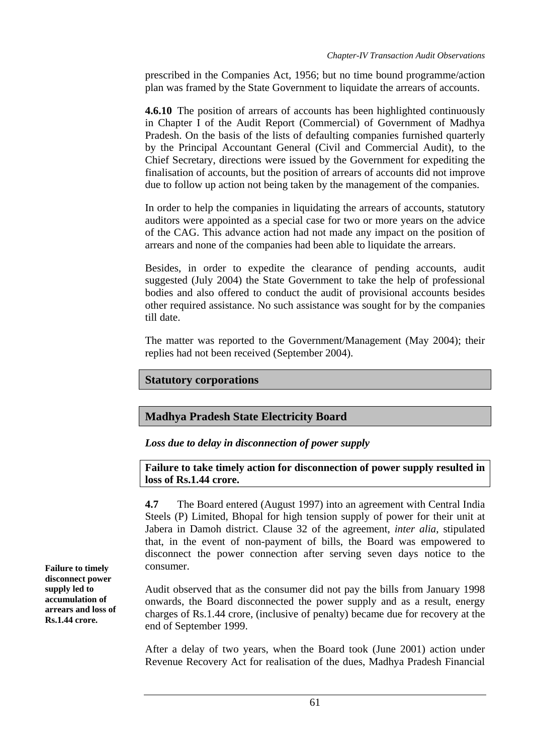prescribed in the Companies Act, 1956; but no time bound programme/action plan was framed by the State Government to liquidate the arrears of accounts.

**4.6.10** The position of arrears of accounts has been highlighted continuously in Chapter I of the Audit Report (Commercial) of Government of Madhya Pradesh. On the basis of the lists of defaulting companies furnished quarterly by the Principal Accountant General (Civil and Commercial Audit), to the Chief Secretary, directions were issued by the Government for expediting the finalisation of accounts, but the position of arrears of accounts did not improve due to follow up action not being taken by the management of the companies.

In order to help the companies in liquidating the arrears of accounts, statutory auditors were appointed as a special case for two or more years on the advice of the CAG. This advance action had not made any impact on the position of arrears and none of the companies had been able to liquidate the arrears.

Besides, in order to expedite the clearance of pending accounts, audit suggested (July 2004) the State Government to take the help of professional bodies and also offered to conduct the audit of provisional accounts besides other required assistance. No such assistance was sought for by the companies till date.

The matter was reported to the Government/Management (May 2004); their replies had not been received (September 2004).

## Statutory corporations

## Madhya Pradesh State Electricity Board

***Loss due to delay in disconnection of power supply***

**Failure to take timely action for disconnection of power supply resulted in loss of Rs.1.44 crore.**

**4.7** The Board entered (August 1997) into an agreement with Central India Steels (P) Limited, Bhopal for high tension supply of power for their unit at Jabera in Damoh district. Clause 32 of the agreement, *inter alia*, stipulated that, in the event of non-payment of bills, the Board was empowered to disconnect the power connection after serving seven days notice to the consumer.

**Failure to timely disconnect power supply led to accumulation of arrears and loss of Rs.1.44 crore.**

Audit observed that as the consumer did not pay the bills from January 1998 onwards, the Board disconnected the power supply and as a result, energy charges of Rs.1.44 crore, (inclusive of penalty) became due for recovery at the end of September 1999.

After a delay of two years, when the Board took (June 2001) action under Revenue Recovery Act for realisation of the dues, Madhya Pradesh Financial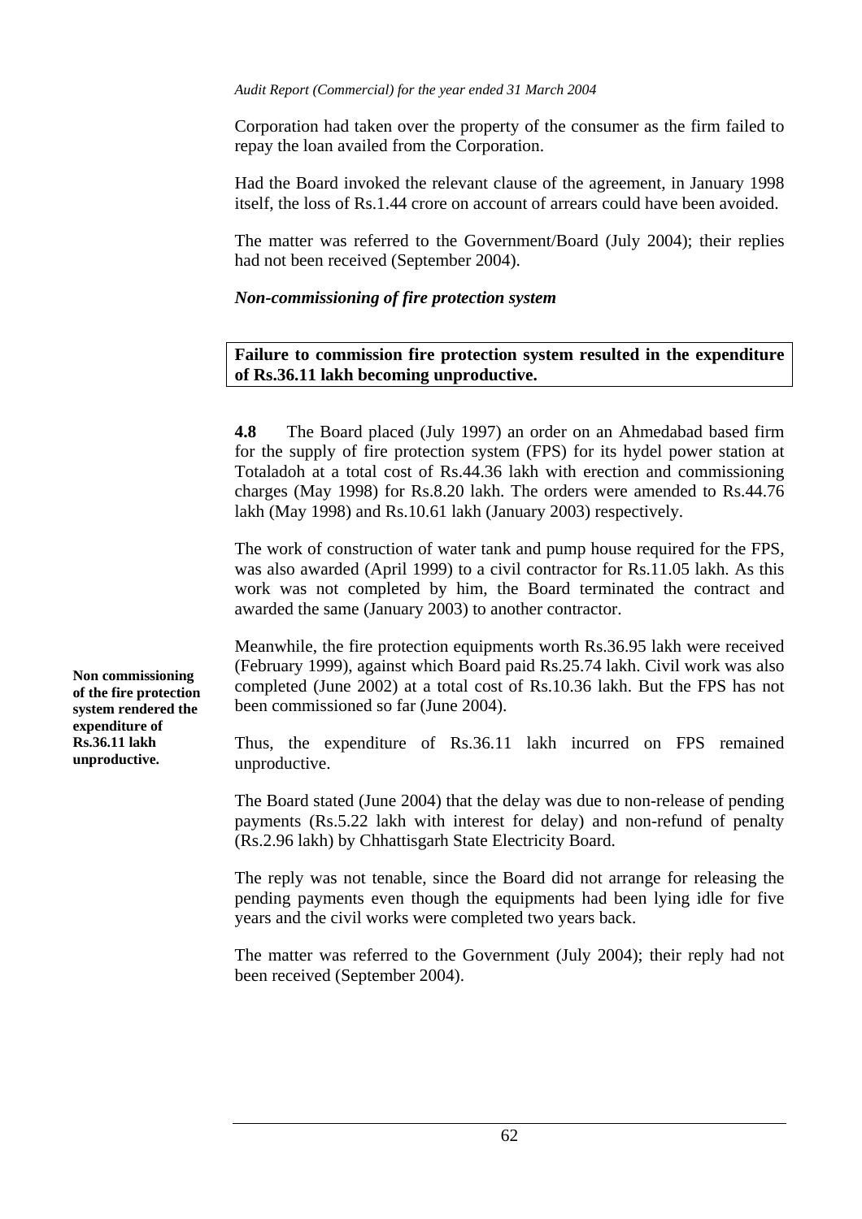Corporation had taken over the property of the consumer as the firm failed to repay the loan availed from the Corporation.

Had the Board invoked the relevant clause of the agreement, in January 1998 itself, the loss of Rs.1.44 crore on account of arrears could have been avoided.

The matter was referred to the Government/Board (July 2004); their replies had not been received (September 2004).

*Non-commissioning of fire protection system*

**Failure to commission fire protection system resulted in the expenditure of Rs.36.11 lakh becoming unproductive.**

**4.8** The Board placed (July 1997) an order on an Ahmedabad based firm for the supply of fire protection system (FPS) for its hydel power station at Totaladoh at a total cost of Rs.44.36 lakh with erection and commissioning charges (May 1998) for Rs.8.20 lakh. The orders were amended to Rs.44.76 lakh (May 1998) and Rs.10.61 lakh (January 2003) respectively.

The work of construction of water tank and pump house required for the FPS, was also awarded (April 1999) to a civil contractor for Rs.11.05 lakh. As this work was not completed by him, the Board terminated the contract and awarded the same (January 2003) to another contractor.

**Non commissioning of the fire protection system rendered the expenditure of Rs.36.11 lakh unproductive.**

Meanwhile, the fire protection equipments worth Rs.36.95 lakh were received (February 1999), against which Board paid Rs.25.74 lakh. Civil work was also completed (June 2002) at a total cost of Rs.10.36 lakh. But the FPS has not been commissioned so far (June 2004).

Thus, the expenditure of Rs.36.11 lakh incurred on FPS remained unproductive.

The Board stated (June 2004) that the delay was due to non-release of pending payments (Rs.5.22 lakh with interest for delay) and non-refund of penalty (Rs.2.96 lakh) by Chhattisgarh State Electricity Board.

The reply was not tenable, since the Board did not arrange for releasing the pending payments even though the equipments had been lying idle for five years and the civil works were completed two years back.

The matter was referred to the Government (July 2004); their reply had not been received (September 2004).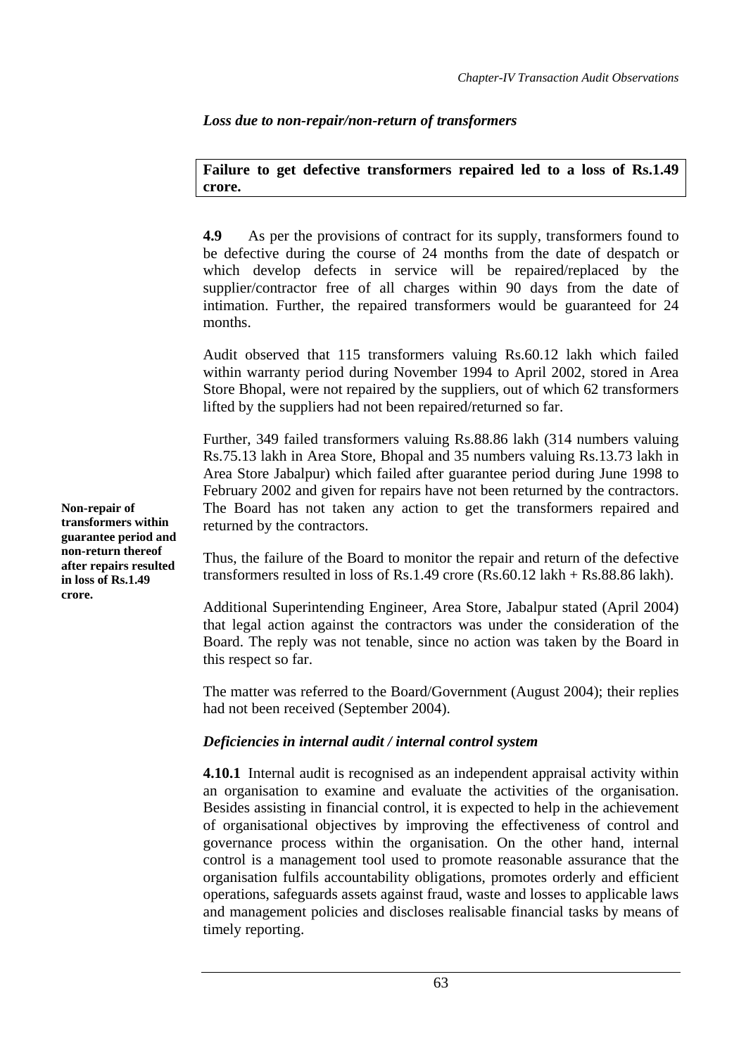### *Loss due to non-repair/non-return of transformers*

**Failure to get defective transformers repaired led to a loss of Rs.1.49 crore.**

**4.9** As per the provisions of contract for its supply, transformers found to be defective during the course of 24 months from the date of despatch or which develop defects in service will be repaired/replaced by the supplier/contractor free of all charges within 90 days from the date of intimation. Further, the repaired transformers would be guaranteed for 24 months.

Audit observed that 115 transformers valuing Rs.60.12 lakh which failed within warranty period during November 1994 to April 2002, stored in Area Store Bhopal, were not repaired by the suppliers, out of which 62 transformers lifted by the suppliers had not been repaired/returned so far.

Further, 349 failed transformers valuing Rs.88.86 lakh (314 numbers valuing Rs.75.13 lakh in Area Store, Bhopal and 35 numbers valuing Rs.13.73 lakh in Area Store Jabalpur) which failed after guarantee period during June 1998 to February 2002 and given for repairs have not been returned by the contractors. The Board has not taken any action to get the transformers repaired and returned by the contractors.

**Non-repair of transformers within guarantee period and non-return thereof after repairs resulted in loss of Rs.1.49 crore.**

Thus, the failure of the Board to monitor the repair and return of the defective transformers resulted in loss of Rs.1.49 crore (Rs.60.12 lakh + Rs.88.86 lakh).

Additional Superintending Engineer, Area Store, Jabalpur stated (April 2004) that legal action against the contractors was under the consideration of the Board. The reply was not tenable, since no action was taken by the Board in this respect so far.

The matter was referred to the Board/Government (August 2004); their replies had not been received (September 2004).

### *Deficiencies in internal audit / internal control system*

**4.10.1** Internal audit is recognised as an independent appraisal activity within an organisation to examine and evaluate the activities of the organisation. Besides assisting in financial control, it is expected to help in the achievement of organisational objectives by improving the effectiveness of control and governance process within the organisation. On the other hand, internal control is a management tool used to promote reasonable assurance that the organisation fulfils accountability obligations, promotes orderly and efficient operations, safeguards assets against fraud, waste and losses to applicable laws and management policies and discloses realisable financial tasks by means of timely reporting.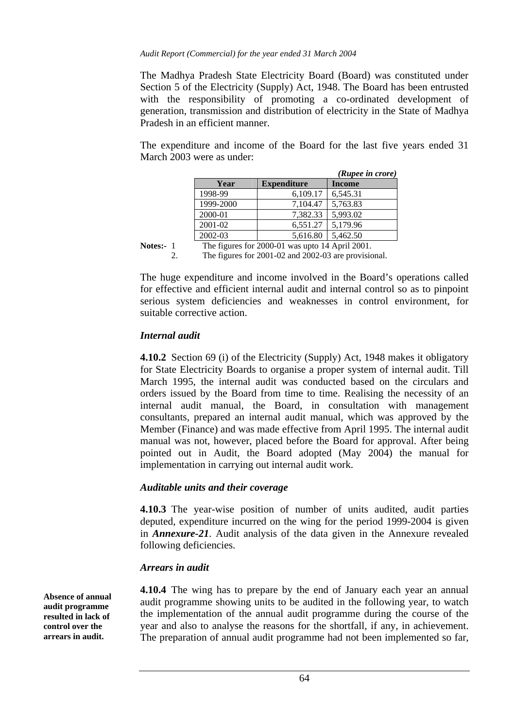The Madhya Pradesh State Electricity Board (Board) was constituted under Section 5 of the Electricity (Supply) Act, 1948. The Board has been entrusted with the responsibility of promoting a co-ordinated development of generation, transmission and distribution of electricity in the State of Madhya Pradesh in an efficient manner.

The expenditure and income of the Board for the last five years ended 31 March 2003 were as under:

*(Rupee in crore)*

| Year | Expenditure | Income |
|---|---|---|
| 1998-99 | 6,109.17 | 6,545.31 |
| 1999-2000 | 7,104.47 | 5,763.83 |
| 2000-01 | 7,382.33 | 5,993.02 |
| 2001-02 | 6,551.27 | 5,179.96 |
| 2002-03 | 5,616.80 | 5,462.50 |

**Notes:-** 1 The figures for 2000-01 was upto 14 April 2001.
2. The figures for 2001-02 and 2002-03 are provisional.

The huge expenditure and income involved in the Board's operations called for effective and efficient internal audit and internal control so as to pinpoint serious system deficiencies and weaknesses in control environment, for suitable corrective action.

### *Internal audit*

**4.10.2** Section 69 (i) of the Electricity (Supply) Act, 1948 makes it obligatory for State Electricity Boards to organise a proper system of internal audit. Till March 1995, the internal audit was conducted based on the circulars and orders issued by the Board from time to time. Realising the necessity of an internal audit manual, the Board, in consultation with management consultants, prepared an internal audit manual, which was approved by the Member (Finance) and was made effective from April 1995. The internal audit manual was not, however, placed before the Board for approval. After being pointed out in Audit, the Board adopted (May 2004) the manual for implementation in carrying out internal audit work.

### *Auditable units and their coverage*

**4.10.3** The year-wise position of number of units audited, audit parties deputed, expenditure incurred on the wing for the period 1999-2004 is given in ***Annexure-21***. Audit analysis of the data given in the Annexure revealed following deficiencies.

### *Arrears in audit*

**Absence of annual audit programme resulted in lack of control over the arrears in audit.**

**4.10.4** The wing has to prepare by the end of January each year an annual audit programme showing units to be audited in the following year, to watch the implementation of the annual audit programme during the course of the year and also to analyse the reasons for the shortfall, if any, in achievement. The preparation of annual audit programme had not been implemented so far,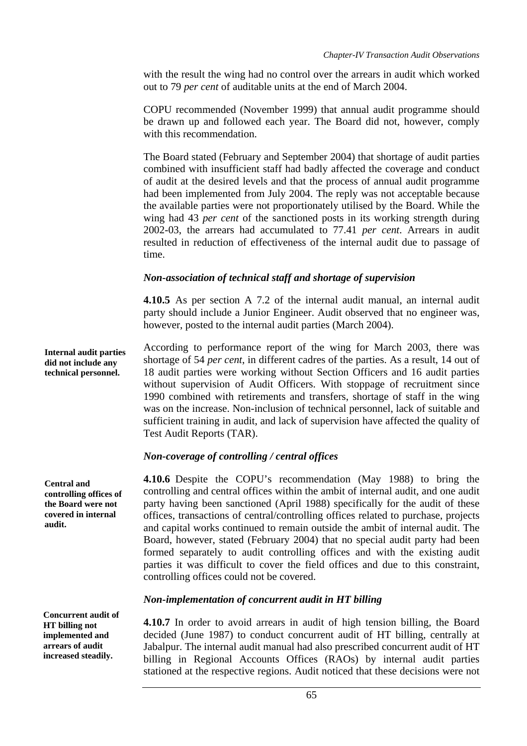with the result the wing had no control over the arrears in audit which worked out to 79 *per cent* of auditable units at the end of March 2004.

COPU recommended (November 1999) that annual audit programme should be drawn up and followed each year. The Board did not, however, comply with this recommendation.

The Board stated (February and September 2004) that shortage of audit parties combined with insufficient staff had badly affected the coverage and conduct of audit at the desired levels and that the process of annual audit programme had been implemented from July 2004. The reply was not acceptable because the available parties were not proportionately utilised by the Board. While the wing had 43 *per cent* of the sanctioned posts in its working strength during 2002-03, the arrears had accumulated to 77.41 *per cent*. Arrears in audit resulted in reduction of effectiveness of the internal audit due to passage of time.

### *Non-association of technical staff and shortage of supervision*

**4.10.5** As per section A 7.2 of the internal audit manual, an internal audit party should include a Junior Engineer. Audit observed that no engineer was, however, posted to the internal audit parties (March 2004).

**Internal audit parties did not include any technical personnel.**

According to performance report of the wing for March 2003, there was shortage of 54 *per cent*, in different cadres of the parties. As a result, 14 out of 18 audit parties were working without Section Officers and 16 audit parties without supervision of Audit Officers. With stoppage of recruitment since 1990 combined with retirements and transfers, shortage of staff in the wing was on the increase. Non-inclusion of technical personnel, lack of suitable and sufficient training in audit, and lack of supervision have affected the quality of Test Audit Reports (TAR).

### *Non-coverage of controlling / central offices*

**Central and controlling offices of the Board were not covered in internal audit.**

**4.10.6** Despite the COPU's recommendation (May 1988) to bring the controlling and central offices within the ambit of internal audit, and one audit party having been sanctioned (April 1988) specifically for the audit of these offices, transactions of central/controlling offices related to purchase, projects and capital works continued to remain outside the ambit of internal audit. The Board, however, stated (February 2004) that no special audit party had been formed separately to audit controlling offices and with the existing audit parties it was difficult to cover the field offices and due to this constraint, controlling offices could not be covered.

### *Non-implementation of concurrent audit in HT billing*

**Concurrent audit of HT billing not implemented and arrears of audit increased steadily.**

**4.10.7** In order to avoid arrears in audit of high tension billing, the Board decided (June 1987) to conduct concurrent audit of HT billing, centrally at Jabalpur. The internal audit manual had also prescribed concurrent audit of HT billing in Regional Accounts Offices (RAOs) by internal audit parties stationed at the respective regions. Audit noticed that these decisions were not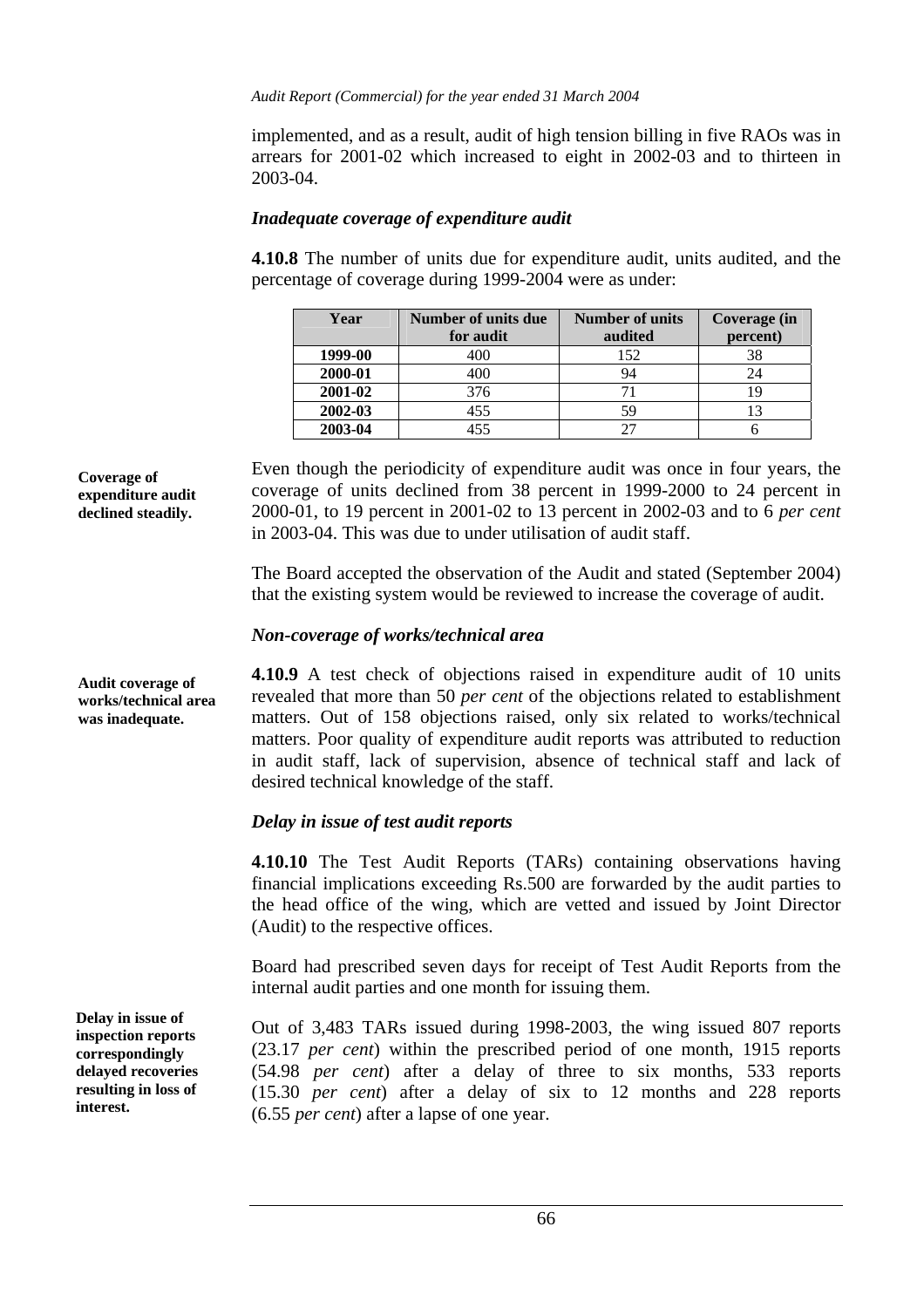implemented, and as a result, audit of high tension billing in five RAOs was in arrears for 2001-02 which increased to eight in 2002-03 and to thirteen in 2003-04.

### *Inadequate coverage of expenditure audit*

**4.10.8** The number of units due for expenditure audit, units audited, and the percentage of coverage during 1999-2004 were as under:

| Year | Number of units due for audit | Number of units audited | Coverage (in percent) |
|---|---|---|---|
| **1999-00** | 400 | 152 | 38 |
| **2000-01** | 400 | 94 | 24 |
| **2001-02** | 376 | 71 | 19 |
| **2002-03** | 455 | 59 | 13 |
| **2003-04** | 455 | 27 | 6 |

**Coverage of expenditure audit declined steadily.**

Even though the periodicity of expenditure audit was once in four years, the coverage of units declined from 38 percent in 1999-2000 to 24 percent in 2000-01, to 19 percent in 2001-02 to 13 percent in 2002-03 and to 6 *per cent* in 2003-04. This was due to under utilisation of audit staff.

The Board accepted the observation of the Audit and stated (September 2004) that the existing system would be reviewed to increase the coverage of audit.

### *Non-coverage of works/technical area*

**Audit coverage of works/technical area was inadequate.**

**4.10.9** A test check of objections raised in expenditure audit of 10 units revealed that more than 50 *per cent* of the objections related to establishment matters. Out of 158 objections raised, only six related to works/technical matters. Poor quality of expenditure audit reports was attributed to reduction in audit staff, lack of supervision, absence of technical staff and lack of desired technical knowledge of the staff.

### *Delay in issue of test audit reports*

**4.10.10** The Test Audit Reports (TARs) containing observations having financial implications exceeding Rs.500 are forwarded by the audit parties to the head office of the wing, which are vetted and issued by Joint Director (Audit) to the respective offices.

Board had prescribed seven days for receipt of Test Audit Reports from the internal audit parties and one month for issuing them.

**Delay in issue of inspection reports correspondingly delayed recoveries resulting in loss of interest.**

Out of 3,483 TARs issued during 1998-2003, the wing issued 807 reports (23.17 *per cent*) within the prescribed period of one month, 1915 reports (54.98 *per cent*) after a delay of three to six months, 533 reports (15.30 *per cent*) after a delay of six to 12 months and 228 reports (6.55 *per cent*) after a lapse of one year.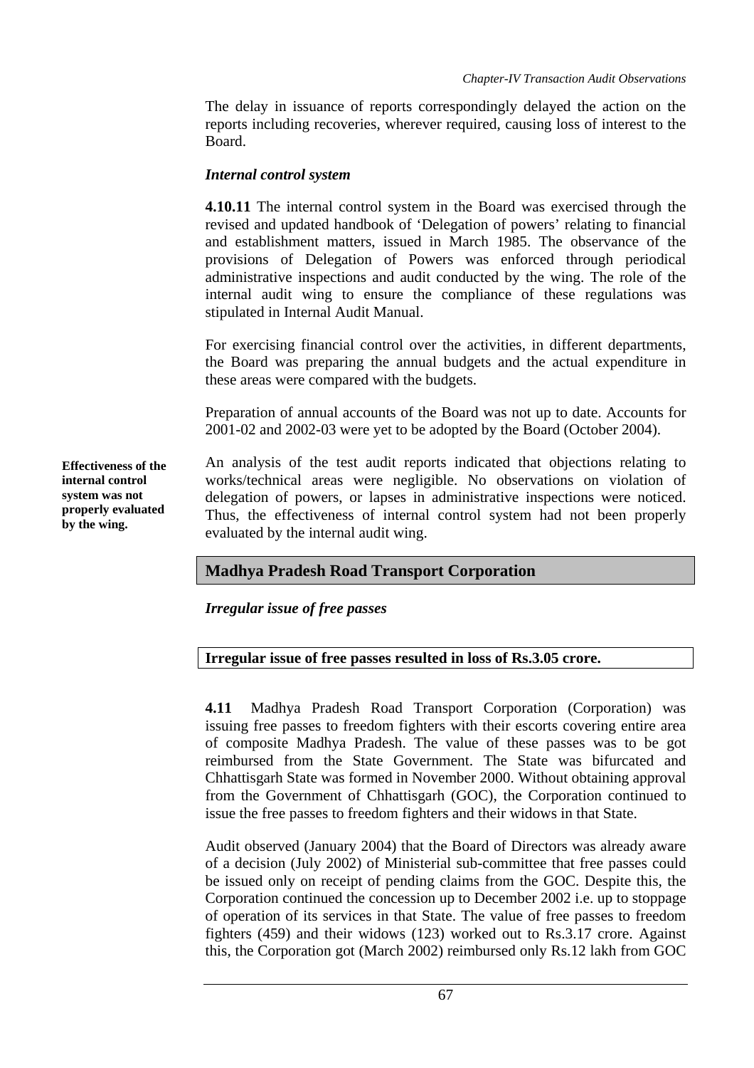The delay in issuance of reports correspondingly delayed the action on the reports including recoveries, wherever required, causing loss of interest to the Board.

### *Internal control system*

**4.10.11** The internal control system in the Board was exercised through the revised and updated handbook of 'Delegation of powers' relating to financial and establishment matters, issued in March 1985. The observance of the provisions of Delegation of Powers was enforced through periodical administrative inspections and audit conducted by the wing. The role of the internal audit wing to ensure the compliance of these regulations was stipulated in Internal Audit Manual.

For exercising financial control over the activities, in different departments, the Board was preparing the annual budgets and the actual expenditure in these areas were compared with the budgets.

Preparation of annual accounts of the Board was not up to date. Accounts for 2001-02 and 2002-03 were yet to be adopted by the Board (October 2004).

**Effectiveness of the internal control system was not properly evaluated by the wing.**

An analysis of the test audit reports indicated that objections relating to works/technical areas were negligible. No observations on violation of delegation of powers, or lapses in administrative inspections were noticed. Thus, the effectiveness of internal control system had not been properly evaluated by the internal audit wing.

## Madhya Pradesh Road Transport Corporation

### *Irregular issue of free passes*

**Irregular issue of free passes resulted in loss of Rs.3.05 crore.**

**4.11** Madhya Pradesh Road Transport Corporation (Corporation) was issuing free passes to freedom fighters with their escorts covering entire area of composite Madhya Pradesh. The value of these passes was to be got reimbursed from the State Government. The State was bifurcated and Chhattisgarh State was formed in November 2000. Without obtaining approval from the Government of Chhattisgarh (GOC), the Corporation continued to issue the free passes to freedom fighters and their widows in that State.

Audit observed (January 2004) that the Board of Directors was already aware of a decision (July 2002) of Ministerial sub-committee that free passes could be issued only on receipt of pending claims from the GOC. Despite this, the Corporation continued the concession up to December 2002 i.e. up to stoppage of operation of its services in that State. The value of free passes to freedom fighters (459) and their widows (123) worked out to Rs.3.17 crore. Against this, the Corporation got (March 2002) reimbursed only Rs.12 lakh from GOC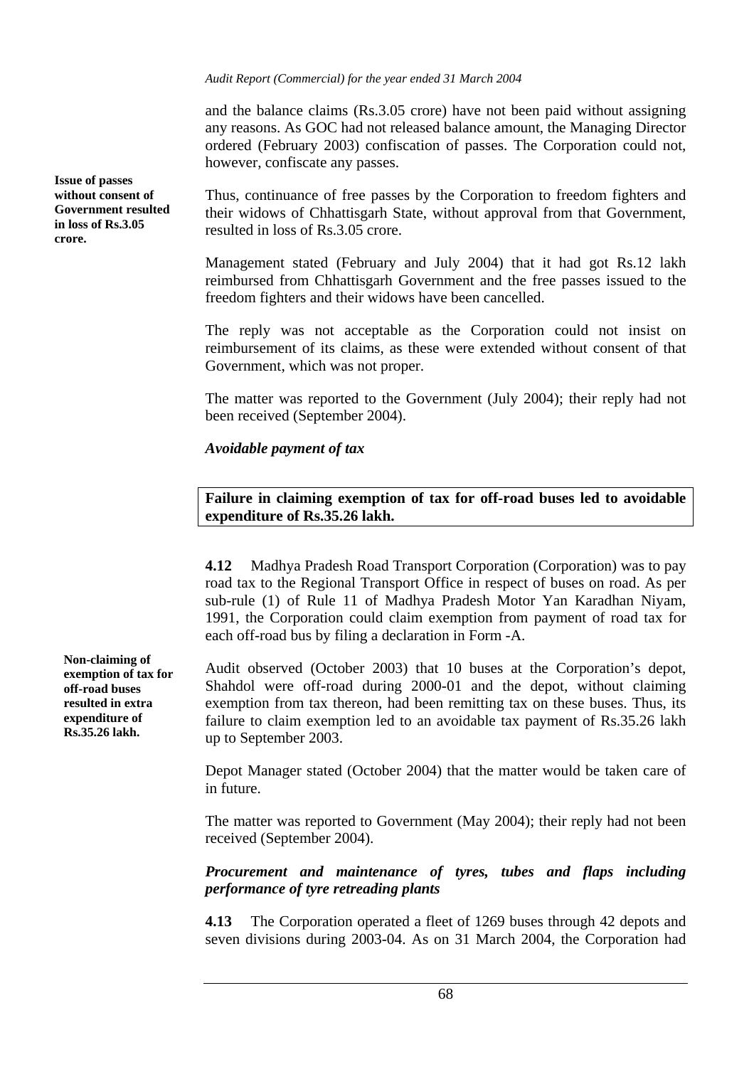and the balance claims (Rs.3.05 crore) have not been paid without assigning any reasons. As GOC had not released balance amount, the Managing Director ordered (February 2003) confiscation of passes. The Corporation could not, however, confiscate any passes.

**Issue of passes without consent of Government resulted in loss of Rs.3.05 crore.**

Thus, continuance of free passes by the Corporation to freedom fighters and their widows of Chhattisgarh State, without approval from that Government, resulted in loss of Rs.3.05 crore.

Management stated (February and July 2004) that it had got Rs.12 lakh reimbursed from Chhattisgarh Government and the free passes issued to the freedom fighters and their widows have been cancelled.

The reply was not acceptable as the Corporation could not insist on reimbursement of its claims, as these were extended without consent of that Government, which was not proper.

The matter was reported to the Government (July 2004); their reply had not been received (September 2004).

***Avoidable payment of tax***

**Failure in claiming exemption of tax for off-road buses led to avoidable expenditure of Rs.35.26 lakh.**

**4.12** Madhya Pradesh Road Transport Corporation (Corporation) was to pay road tax to the Regional Transport Office in respect of buses on road. As per sub-rule (1) of Rule 11 of Madhya Pradesh Motor Yan Karadhan Niyam, 1991, the Corporation could claim exemption from payment of road tax for each off-road bus by filing a declaration in Form -A.

**Non-claiming of exemption of tax for off-road buses resulted in extra expenditure of Rs.35.26 lakh.**

Audit observed (October 2003) that 10 buses at the Corporation's depot, Shahdol were off-road during 2000-01 and the depot, without claiming exemption from tax thereon, had been remitting tax on these buses. Thus, its failure to claim exemption led to an avoidable tax payment of Rs.35.26 lakh up to September 2003.

Depot Manager stated (October 2004) that the matter would be taken care of in future.

The matter was reported to Government (May 2004); their reply had not been received (September 2004).

***Procurement and maintenance of tyres, tubes and flaps including performance of tyre retreading plants***

**4.13** The Corporation operated a fleet of 1269 buses through 42 depots and seven divisions during 2003-04. As on 31 March 2004, the Corporation had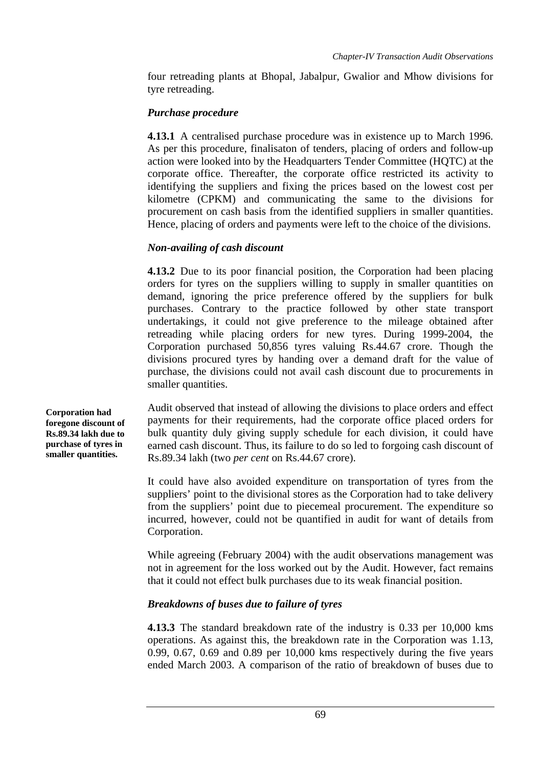four retreading plants at Bhopal, Jabalpur, Gwalior and Mhow divisions for tyre retreading.

### *Purchase procedure*

**4.13.1** A centralised purchase procedure was in existence up to March 1996. As per this procedure, finalisaton of tenders, placing of orders and follow-up action were looked into by the Headquarters Tender Committee (HQTC) at the corporate office. Thereafter, the corporate office restricted its activity to identifying the suppliers and fixing the prices based on the lowest cost per kilometre (CPKM) and communicating the same to the divisions for procurement on cash basis from the identified suppliers in smaller quantities. Hence, placing of orders and payments were left to the choice of the divisions.

### *Non-availing of cash discount*

**4.13.2** Due to its poor financial position, the Corporation had been placing orders for tyres on the suppliers willing to supply in smaller quantities on demand, ignoring the price preference offered by the suppliers for bulk purchases. Contrary to the practice followed by other state transport undertakings, it could not give preference to the mileage obtained after retreading while placing orders for new tyres. During 1999-2004, the Corporation purchased 50,856 tyres valuing Rs.44.67 crore. Though the divisions procured tyres by handing over a demand draft for the value of purchase, the divisions could not avail cash discount due to procurements in smaller quantities.

**Corporation had foregone discount of Rs.89.34 lakh due to purchase of tyres in smaller quantities.**

Audit observed that instead of allowing the divisions to place orders and effect payments for their requirements, had the corporate office placed orders for bulk quantity duly giving supply schedule for each division, it could have earned cash discount. Thus, its failure to do so led to forgoing cash discount of Rs.89.34 lakh (two *per cent* on Rs.44.67 crore).

It could have also avoided expenditure on transportation of tyres from the suppliers' point to the divisional stores as the Corporation had to take delivery from the suppliers' point due to piecemeal procurement. The expenditure so incurred, however, could not be quantified in audit for want of details from Corporation.

While agreeing (February 2004) with the audit observations management was not in agreement for the loss worked out by the Audit. However, fact remains that it could not effect bulk purchases due to its weak financial position.

### *Breakdowns of buses due to failure of tyres*

**4.13.3** The standard breakdown rate of the industry is 0.33 per 10,000 kms operations. As against this, the breakdown rate in the Corporation was 1.13, 0.99, 0.67, 0.69 and 0.89 per 10,000 kms respectively during the five years ended March 2003. A comparison of the ratio of breakdown of buses due to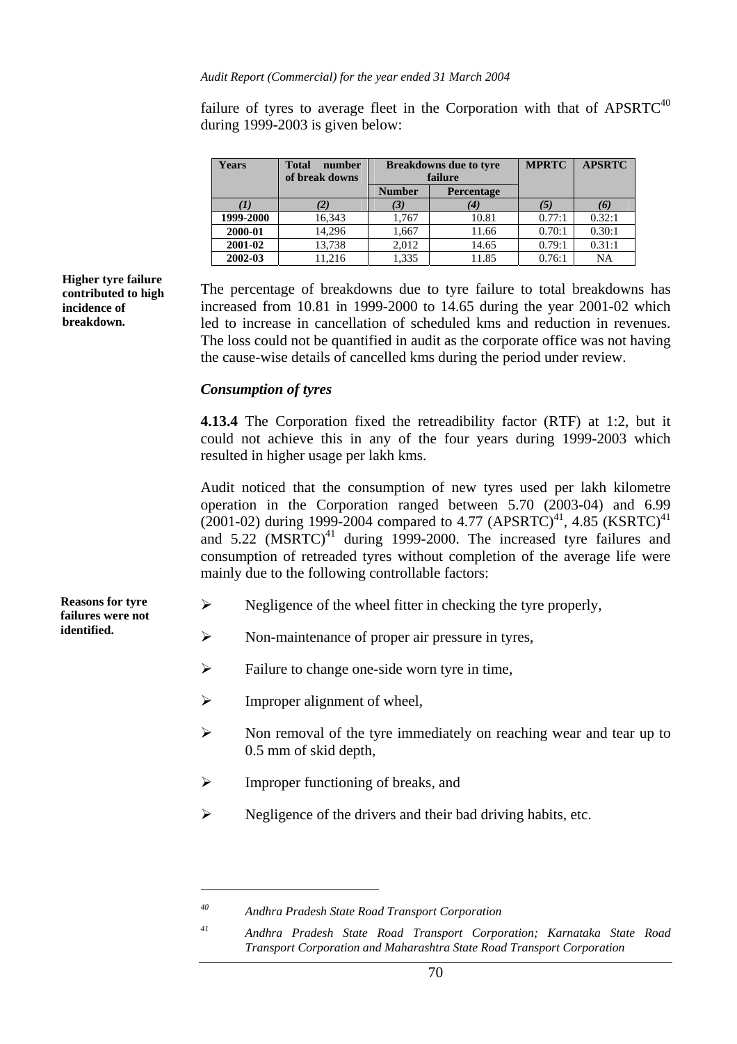failure of tyres to average fleet in the Corporation with that of APSRTC[40] during 1999-2003 is given below:

| Years | Total number of break downs | Breakdowns due to tyre failure | | MPRTC | APSRTC |
|---|---|---|---|---|---|
| | | Number | Percentage | | |
| (1) | (2) | (3) | (4) | (5) | (6) |
| 1999-2000 | 16,343 | 1,767 | 10.81 | 0.77:1 | 0.32:1 |
| 2000-01 | 14,296 | 1,667 | 11.66 | 0.70:1 | 0.30:1 |
| 2001-02 | 13,738 | 2,012 | 14.65 | 0.79:1 | 0.31:1 |
| 2002-03 | 11,216 | 1,335 | 11.85 | 0.76:1 | NA |

**Higher tyre failure contributed to high incidence of breakdown.**

The percentage of breakdowns due to tyre failure to total breakdowns has increased from 10.81 in 1999-2000 to 14.65 during the year 2001-02 which led to increase in cancellation of scheduled kms and reduction in revenues. The loss could not be quantified in audit as the corporate office was not having the cause-wise details of cancelled kms during the period under review.

### *Consumption of tyres*

**4.13.4** The Corporation fixed the retreadibility factor (RTF) at 1:2, but it could not achieve this in any of the four years during 1999-2003 which resulted in higher usage per lakh kms.

Audit noticed that the consumption of new tyres used per lakh kilometre operation in the Corporation ranged between 5.70 (2003-04) and 6.99 (2001-02) during 1999-2004 compared to 4.77 (APSRTC)[41], 4.85 (KSRTC)[41] and 5.22 (MSRTC)[41] during 1999-2000. The increased tyre failures and consumption of retreaded tyres without completion of the average life were mainly due to the following controllable factors:

**Reasons for tyre failures were not identified.**

- Negligence of the wheel fitter in checking the tyre properly,
- Non-maintenance of proper air pressure in tyres,
- Failure to change one-side worn tyre in time,
- Improper alignment of wheel,
- Non removal of the tyre immediately on reaching wear and tear up to 0.5 mm of skid depth,
- Improper functioning of breaks, and
- Negligence of the drivers and their bad driving habits, etc.

---

[40] *Andhra Pradesh State Road Transport Corporation*

[41] *Andhra Pradesh State Road Transport Corporation; Karnataka State Road Transport Corporation and Maharashtra State Road Transport Corporation*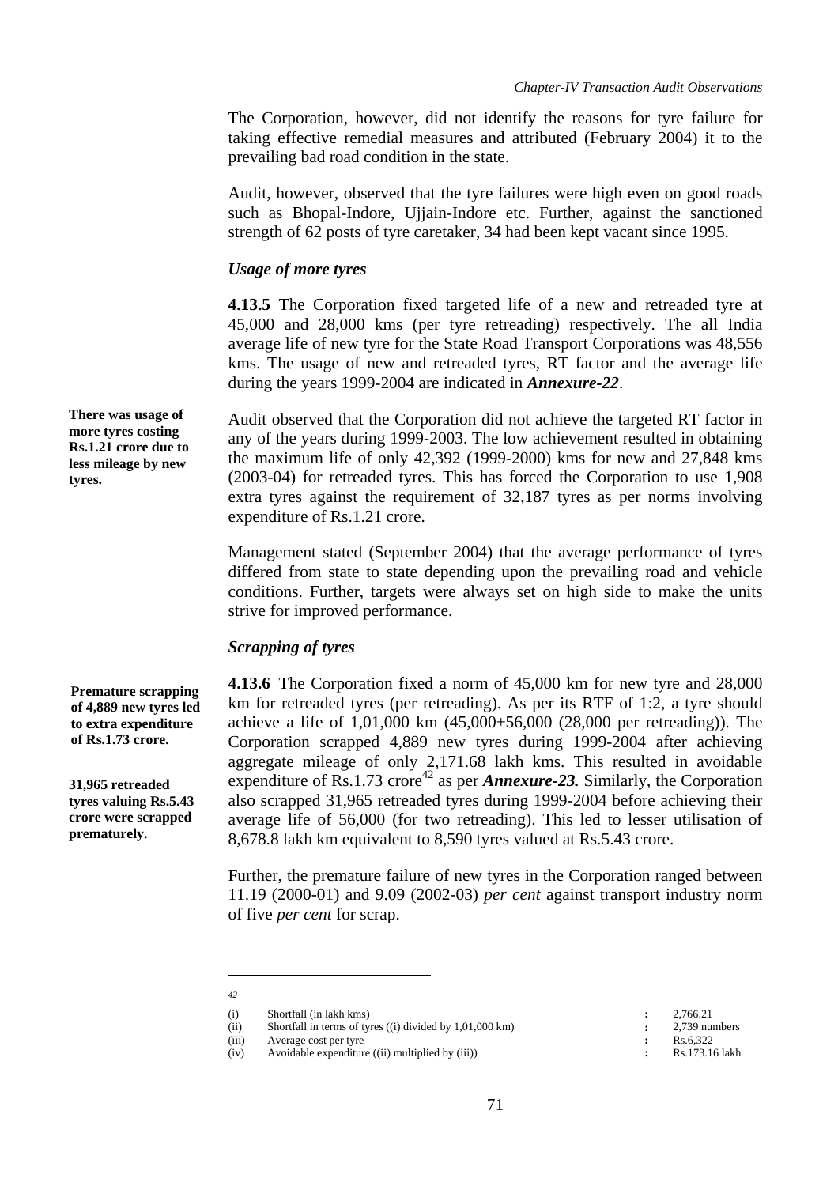The Corporation, however, did not identify the reasons for tyre failure for taking effective remedial measures and attributed (February 2004) it to the prevailing bad road condition in the state.

Audit, however, observed that the tyre failures were high even on good roads such as Bhopal-Indore, Ujjain-Indore etc. Further, against the sanctioned strength of 62 posts of tyre caretaker, 34 had been kept vacant since 1995.

### *Usage of more tyres*

**4.13.5** The Corporation fixed targeted life of a new and retreaded tyre at 45,000 and 28,000 kms (per tyre retreading) respectively. The all India average life of new tyre for the State Road Transport Corporations was 48,556 kms. The usage of new and retreaded tyres, RT factor and the average life during the years 1999-2004 are indicated in ***Annexure-22***.

**There was usage of more tyres costing Rs.1.21 crore due to less mileage by new tyres.**

Audit observed that the Corporation did not achieve the targeted RT factor in any of the years during 1999-2003. The low achievement resulted in obtaining the maximum life of only 42,392 (1999-2000) kms for new and 27,848 kms (2003-04) for retreaded tyres. This has forced the Corporation to use 1,908 extra tyres against the requirement of 32,187 tyres as per norms involving expenditure of Rs.1.21 crore.

Management stated (September 2004) that the average performance of tyres differed from state to state depending upon the prevailing road and vehicle conditions. Further, targets were always set on high side to make the units strive for improved performance.

### *Scrapping of tyres*

**Premature scrapping of 4,889 new tyres led to extra expenditure of Rs.1.73 crore.**

**31,965 retreaded tyres valuing Rs.5.43 crore were scrapped prematurely.**

**4.13.6** The Corporation fixed a norm of 45,000 km for new tyre and 28,000 km for retreaded tyres (per retreading). As per its RTF of 1:2, a tyre should achieve a life of 1,01,000 km (45,000+56,000 (28,000 per retreading)). The Corporation scrapped 4,889 new tyres during 1999-2004 after achieving aggregate mileage of only 2,171.68 lakh kms. This resulted in avoidable expenditure of Rs.1.73 crore[42] as per ***Annexure-23.*** Similarly, the Corporation also scrapped 31,965 retreaded tyres during 1999-2004 before achieving their average life of 56,000 (for two retreading). This led to lesser utilisation of 8,678.8 lakh km equivalent to 8,590 tyres valued at Rs.5.43 crore.

Further, the premature failure of new tyres in the Corporation ranged between 11.19 (2000-01) and 9.09 (2002-03) *per cent* against transport industry norm of five *per cent* for scrap.

---

[42]

| | | | |
|---|---|---|---|
| (i) | Shortfall (in lakh kms) | : | 2,766.21 |
| (ii) | Shortfall in terms of tyres ((i) divided by 1,01,000 km) | : | 2,739 numbers |
| (iii) | Average cost per tyre | : | Rs.6,322 |
| (iv) | Avoidable expenditure ((ii) multiplied by (iii)) | : | Rs.173.16 lakh |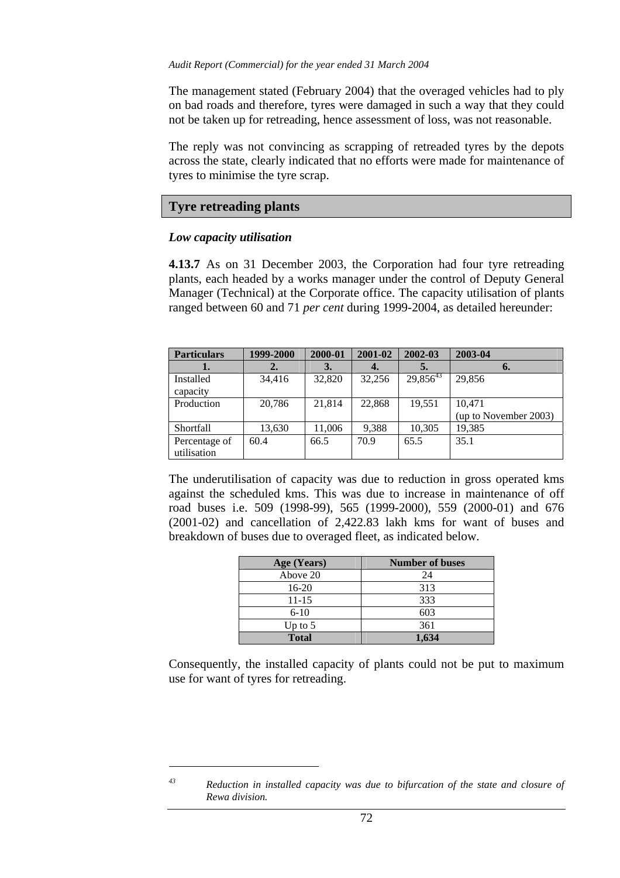The management stated (February 2004) that the overaged vehicles had to ply on bad roads and therefore, tyres were damaged in such a way that they could not be taken up for retreading, hence assessment of loss, was not reasonable.

The reply was not convincing as scrapping of retreaded tyres by the depots across the state, clearly indicated that no efforts were made for maintenance of tyres to minimise the tyre scrap.

## Tyre retreading plants

### *Low capacity utilisation*

**4.13.7** As on 31 December 2003, the Corporation had four tyre retreading plants, each headed by a works manager under the control of Deputy General Manager (Technical) at the Corporate office. The capacity utilisation of plants ranged between 60 and 71 *per cent* during 1999-2004, as detailed hereunder:

| Particulars | 1999-2000 | 2000-01 | 2001-02 | 2002-03 | 2003-04 |
|---|---|---|---|---|---|
| 1. | 2. | 3. | 4. | 5. | 6. |
| Installed capacity | 34,416 | 32,820 | 32,256 | 29,856[43] | 29,856 |
| Production | 20,786 | 21,814 | 22,868 | 19,551 | 10,471 (up to November 2003) |
| Shortfall | 13,630 | 11,006 | 9,388 | 10,305 | 19,385 |
| Percentage of utilisation | 60.4 | 66.5 | 70.9 | 65.5 | 35.1 |

The underutilisation of capacity was due to reduction in gross operated kms against the scheduled kms. This was due to increase in maintenance of off road buses i.e. 509 (1998-99), 565 (1999-2000), 559 (2000-01) and 676 (2001-02) and cancellation of 2,422.83 lakh kms for want of buses and breakdown of buses due to overaged fleet, as indicated below.

| Age (Years) | Number of buses |
|---|---|
| Above 20 | 24 |
| 16-20 | 313 |
| 11-15 | 333 |
| 6-10 | 603 |
| Up to 5 | 361 |
| **Total** | **1,634** |

Consequently, the installed capacity of plants could not be put to maximum use for want of tyres for retreading.

---

[43] *Reduction in installed capacity was due to bifurcation of the state and closure of Rewa division.*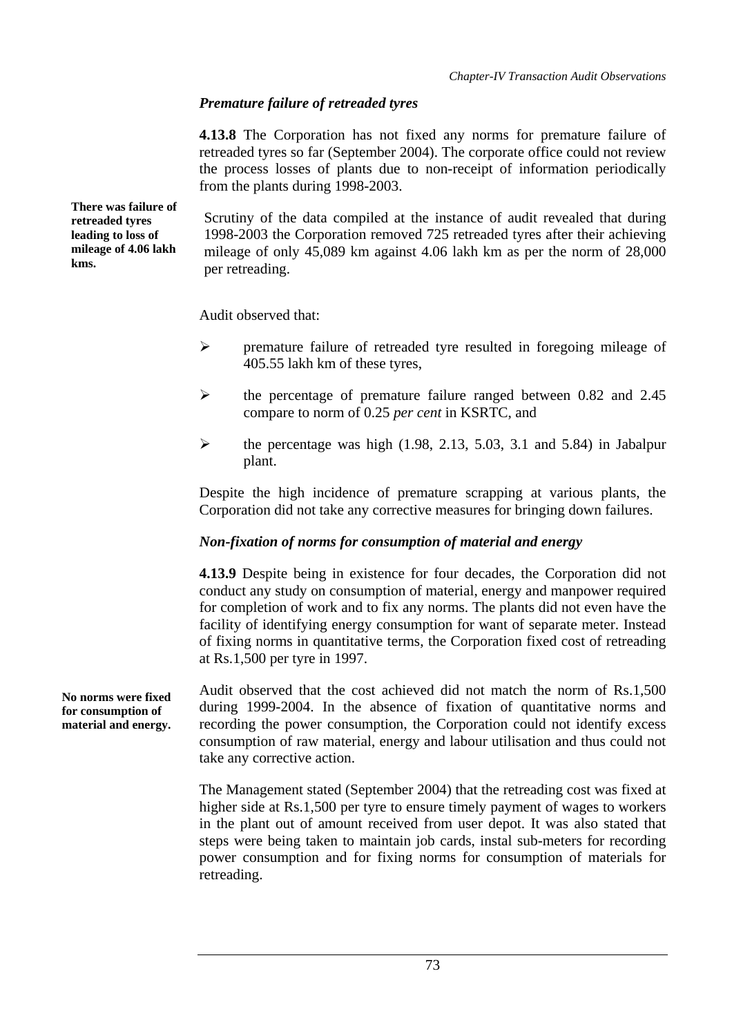### *Premature failure of retreaded tyres*

**4.13.8** The Corporation has not fixed any norms for premature failure of retreaded tyres so far (September 2004). The corporate office could not review the process losses of plants due to non-receipt of information periodically from the plants during 1998-2003.

**There was failure of retreaded tyres leading to loss of mileage of 4.06 lakh kms.**

Scrutiny of the data compiled at the instance of audit revealed that during 1998-2003 the Corporation removed 725 retreaded tyres after their achieving mileage of only 45,089 km against 4.06 lakh km as per the norm of 28,000 per retreading.

Audit observed that:

- premature failure of retreaded tyre resulted in foregoing mileage of 405.55 lakh km of these tyres,
- the percentage of premature failure ranged between 0.82 and 2.45 compare to norm of 0.25 *per cent* in KSRTC, and
- the percentage was high (1.98, 2.13, 5.03, 3.1 and 5.84) in Jabalpur plant.

Despite the high incidence of premature scrapping at various plants, the Corporation did not take any corrective measures for bringing down failures.

### *Non-fixation of norms for consumption of material and energy*

**4.13.9** Despite being in existence for four decades, the Corporation did not conduct any study on consumption of material, energy and manpower required for completion of work and to fix any norms. The plants did not even have the facility of identifying energy consumption for want of separate meter. Instead of fixing norms in quantitative terms, the Corporation fixed cost of retreading at Rs.1,500 per tyre in 1997.

**No norms were fixed for consumption of material and energy.**

Audit observed that the cost achieved did not match the norm of Rs.1,500 during 1999-2004. In the absence of fixation of quantitative norms and recording the power consumption, the Corporation could not identify excess consumption of raw material, energy and labour utilisation and thus could not take any corrective action.

The Management stated (September 2004) that the retreading cost was fixed at higher side at Rs.1,500 per tyre to ensure timely payment of wages to workers in the plant out of amount received from user depot. It was also stated that steps were being taken to maintain job cards, instal sub-meters for recording power consumption and for fixing norms for consumption of materials for retreading.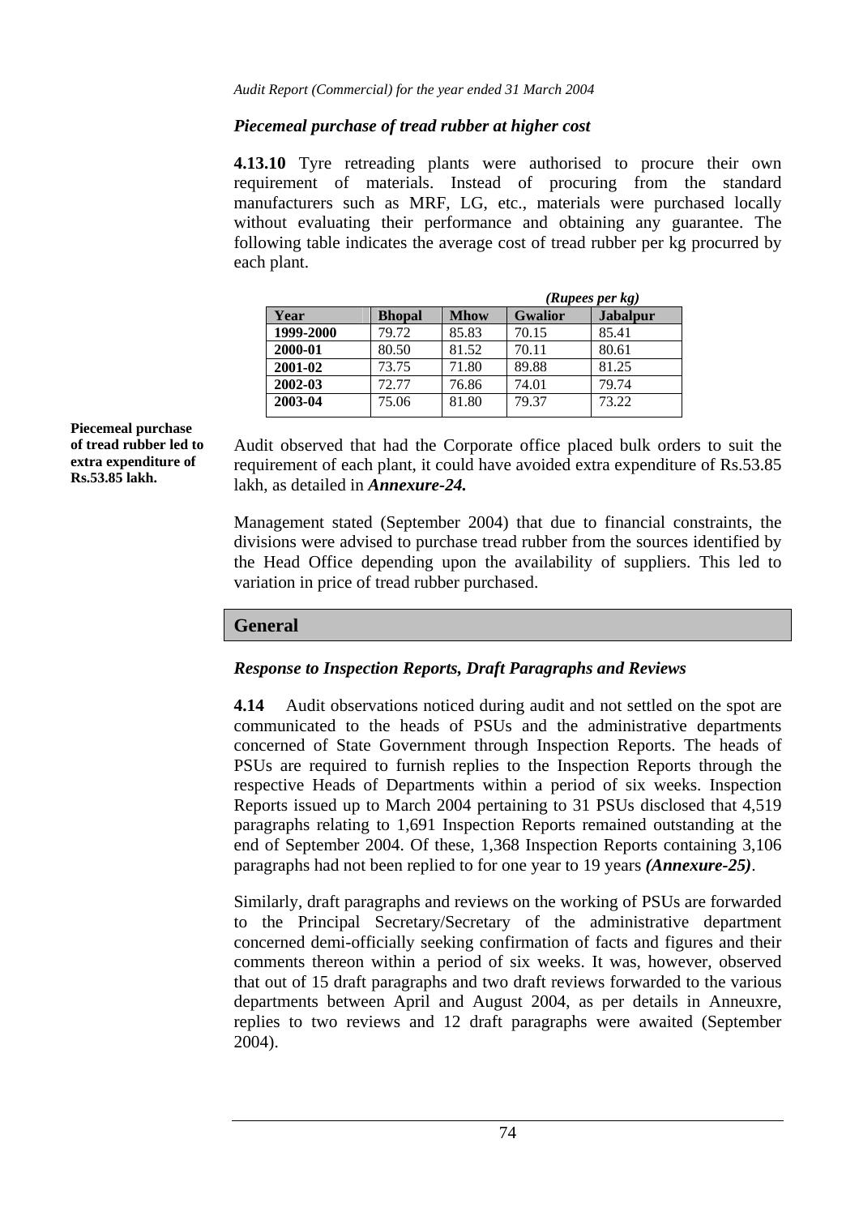### *Piecemeal purchase of tread rubber at higher cost*

**4.13.10** Tyre retreading plants were authorised to procure their own requirement of materials. Instead of procuring from the standard manufacturers such as MRF, LG, etc., materials were purchased locally without evaluating their performance and obtaining any guarantee. The following table indicates the average cost of tread rubber per kg procurred by each plant.

***(Rupees per kg)***

| Year | Bhopal | Mhow | Gwalior | Jabalpur |
|---|---|---|---|---|
| **1999-2000** | 79.72 | 85.83 | 70.15 | 85.41 |
| **2000-01** | 80.50 | 81.52 | 70.11 | 80.61 |
| **2001-02** | 73.75 | 71.80 | 89.88 | 81.25 |
| **2002-03** | 72.77 | 76.86 | 74.01 | 79.74 |
| **2003-04** | 75.06 | 81.80 | 79.37 | 73.22 |

**Piecemeal purchase of tread rubber led to extra expenditure of Rs.53.85 lakh.**

Audit observed that had the Corporate office placed bulk orders to suit the requirement of each plant, it could have avoided extra expenditure of Rs.53.85 lakh, as detailed in ***Annexure-24.***

Management stated (September 2004) that due to financial constraints, the divisions were advised to purchase tread rubber from the sources identified by the Head Office depending upon the availability of suppliers. This led to variation in price of tread rubber purchased.

## General

### *Response to Inspection Reports, Draft Paragraphs and Reviews*

**4.14** Audit observations noticed during audit and not settled on the spot are communicated to the heads of PSUs and the administrative departments concerned of State Government through Inspection Reports. The heads of PSUs are required to furnish replies to the Inspection Reports through the respective Heads of Departments within a period of six weeks. Inspection Reports issued up to March 2004 pertaining to 31 PSUs disclosed that 4,519 paragraphs relating to 1,691 Inspection Reports remained outstanding at the end of September 2004. Of these, 1,368 Inspection Reports containing 3,106 paragraphs had not been replied to for one year to 19 years ***(Annexure-25)***.

Similarly, draft paragraphs and reviews on the working of PSUs are forwarded to the Principal Secretary/Secretary of the administrative department concerned demi-officially seeking confirmation of facts and figures and their comments thereon within a period of six weeks. It was, however, observed that out of 15 draft paragraphs and two draft reviews forwarded to the various departments between April and August 2004, as per details in Anneuxre, replies to two reviews and 12 draft paragraphs were awaited (September 2004).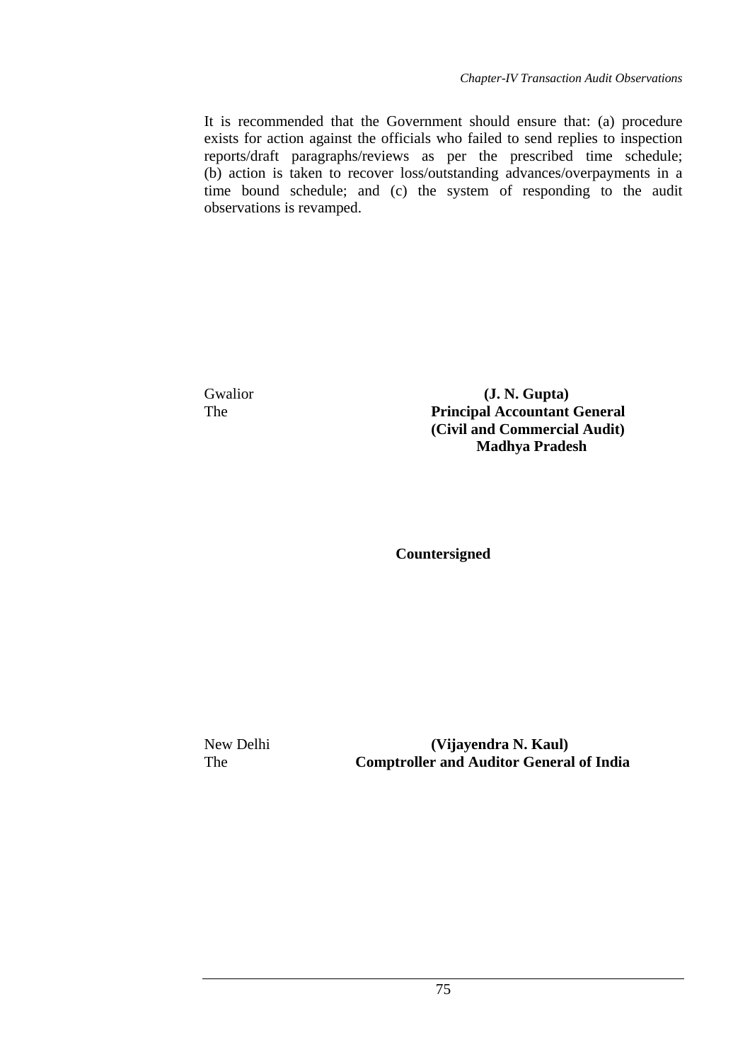It is recommended that the Government should ensure that: (a) procedure exists for action against the officials who failed to send replies to inspection reports/draft paragraphs/reviews as per the prescribed time schedule; (b) action is taken to recover loss/outstanding advances/overpayments in a time bound schedule; and (c) the system of responding to the audit observations is revamped.

Gwalior
The

**(J. N. Gupta)**
**Principal Accountant General**
**(Civil and Commercial Audit)**
**Madhya Pradesh**

**Countersigned**

New Delhi
The

**(Vijayendra N. Kaul)**
**Comptroller and Auditor General of India**